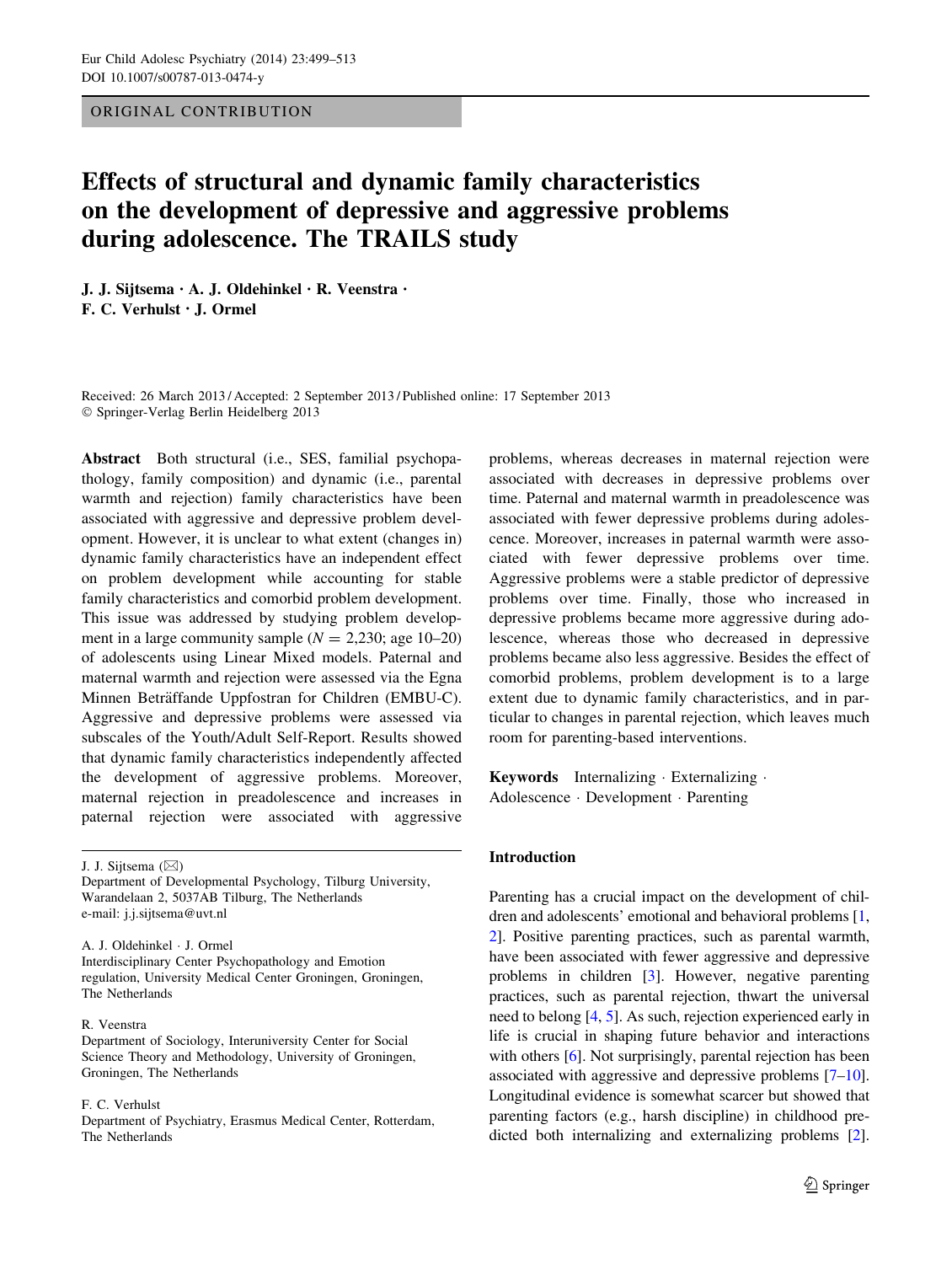ORIGINAL CONTRIBUTION

# Effects of structural and dynamic family characteristics on the development of depressive and aggressive problems during adolescence. The TRAILS study

**J. J. Sijtsema · A. J. Oldehinkel · R. Veenstra · F. C. Verhulst · J. Ormel**

Received: 26 March 2013 / Accepted: 2 September 2013 / Published online: 17 September 2013
© Springer-Verlag Berlin Heidelberg 2013

**Abstract** Both structural (i.e., SES, familial psychopathology, family composition) and dynamic (i.e., parental warmth and rejection) family characteristics have been associated with aggressive and depressive problem development. However, it is unclear to what extent (changes in) dynamic family characteristics have an independent effect on problem development while accounting for stable family characteristics and comorbid problem development. This issue was addressed by studying problem development in a large community sample ($N = 2,230$; age 10–20) of adolescents using Linear Mixed models. Paternal and maternal warmth and rejection were assessed via the Egna Minnen Beträffande Uppfostran for Children (EMBU-C). Aggressive and depressive problems were assessed via subscales of the Youth/Adult Self-Report. Results showed that dynamic family characteristics independently affected the development of aggressive problems. Moreover, maternal rejection in preadolescence and increases in paternal rejection were associated with aggressive problems, whereas decreases in maternal rejection were associated with decreases in depressive problems over time. Paternal and maternal warmth in preadolescence was associated with fewer depressive problems during adolescence. Moreover, increases in paternal warmth were associated with fewer depressive problems over time. Aggressive problems were a stable predictor of depressive problems over time. Finally, those who increased in depressive problems became more aggressive during adolescence, whereas those who decreased in depressive problems became also less aggressive. Besides the effect of comorbid problems, problem development is to a large extent due to dynamic family characteristics, and in particular to changes in parental rejection, which leaves much room for parenting-based interventions.

**Keywords** Internalizing · Externalizing · Adolescence · Development · Parenting

J. J. Sijtsema (✉)
Department of Developmental Psychology, Tilburg University, Warandelaan 2, 5037AB Tilburg, The Netherlands
e-mail: j.j.sijtsema@uvt.nl

A. J. Oldehinkel · J. Ormel
Interdisciplinary Center Psychopathology and Emotion regulation, University Medical Center Groningen, Groningen, The Netherlands

R. Veenstra
Department of Sociology, Interuniversity Center for Social Science Theory and Methodology, University of Groningen, Groningen, The Netherlands

F. C. Verhulst
Department of Psychiatry, Erasmus Medical Center, Rotterdam, The Netherlands

## Introduction

Parenting has a crucial impact on the development of children and adolescents' emotional and behavioral problems [1, 2]. Positive parenting practices, such as parental warmth, have been associated with fewer aggressive and depressive problems in children [3]. However, negative parenting practices, such as parental rejection, thwart the universal need to belong [4, 5]. As such, rejection experienced early in life is crucial in shaping future behavior and interactions with others [6]. Not surprisingly, parental rejection has been associated with aggressive and depressive problems [7–10]. Longitudinal evidence is somewhat scarcer but showed that parenting factors (e.g., harsh discipline) in childhood predicted both internalizing and externalizing problems [2].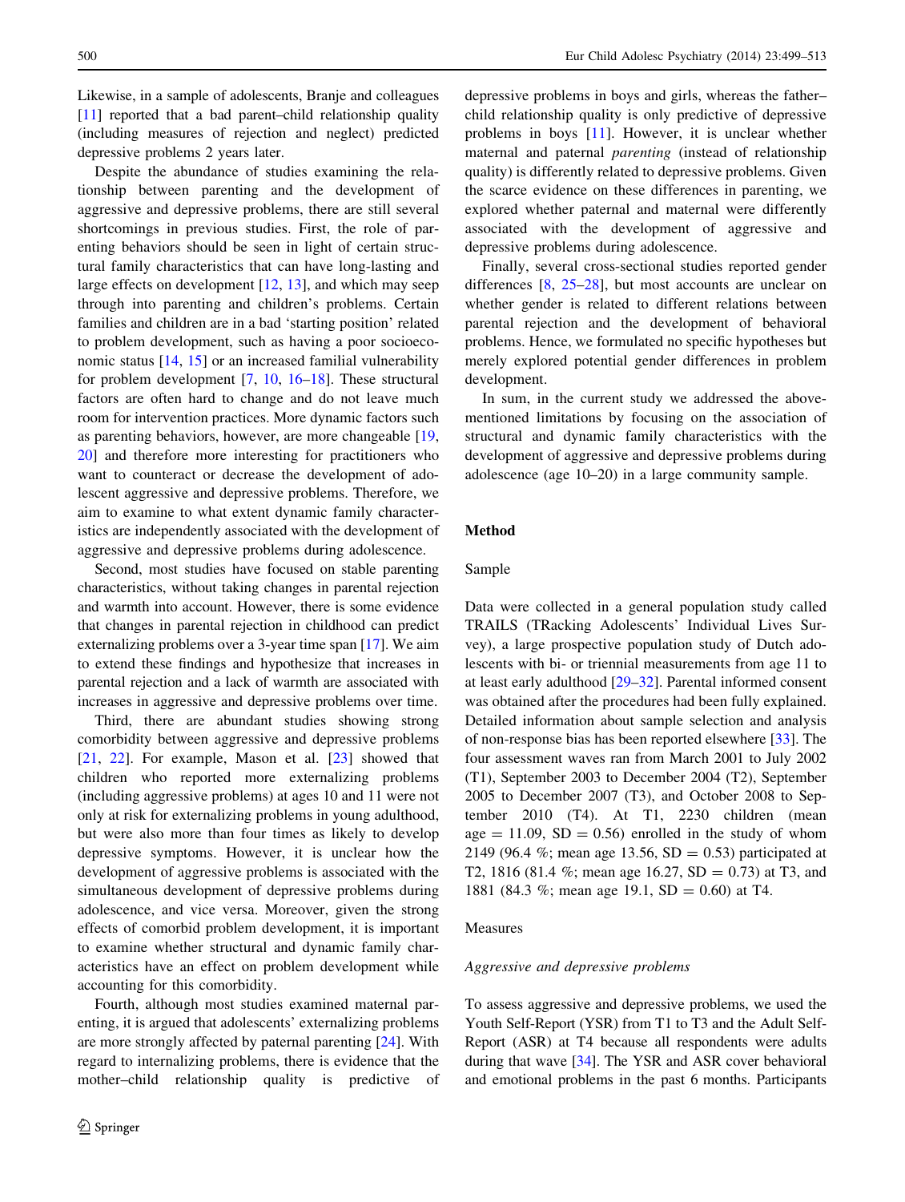Likewise, in a sample of adolescents, Branje and colleagues [11] reported that a bad parent–child relationship quality (including measures of rejection and neglect) predicted depressive problems 2 years later.

Despite the abundance of studies examining the relationship between parenting and the development of aggressive and depressive problems, there are still several shortcomings in previous studies. First, the role of parenting behaviors should be seen in light of certain structural family characteristics that can have long-lasting and large effects on development [12, 13], and which may seep through into parenting and children's problems. Certain families and children are in a bad 'starting position' related to problem development, such as having a poor socioeconomic status [14, 15] or an increased familial vulnerability for problem development [7, 10, 16–18]. These structural factors are often hard to change and do not leave much room for intervention practices. More dynamic factors such as parenting behaviors, however, are more changeable [19, 20] and therefore more interesting for practitioners who want to counteract or decrease the development of adolescent aggressive and depressive problems. Therefore, we aim to examine to what extent dynamic family characteristics are independently associated with the development of aggressive and depressive problems during adolescence.

Second, most studies have focused on stable parenting characteristics, without taking changes in parental rejection and warmth into account. However, there is some evidence that changes in parental rejection in childhood can predict externalizing problems over a 3-year time span [17]. We aim to extend these findings and hypothesize that increases in parental rejection and a lack of warmth are associated with increases in aggressive and depressive problems over time.

Third, there are abundant studies showing strong comorbidity between aggressive and depressive problems [21, 22]. For example, Mason et al. [23] showed that children who reported more externalizing problems (including aggressive problems) at ages 10 and 11 were not only at risk for externalizing problems in young adulthood, but were also more than four times as likely to develop depressive symptoms. However, it is unclear how the development of aggressive problems is associated with the simultaneous development of depressive problems during adolescence, and vice versa. Moreover, given the strong effects of comorbid problem development, it is important to examine whether structural and dynamic family characteristics have an effect on problem development while accounting for this comorbidity.

Fourth, although most studies examined maternal parenting, it is argued that adolescents' externalizing problems are more strongly affected by paternal parenting [24]. With regard to internalizing problems, there is evidence that the mother–child relationship quality is predictive of depressive problems in boys and girls, whereas the father–child relationship quality is only predictive of depressive problems in boys [11]. However, it is unclear whether maternal and paternal *parenting* (instead of relationship quality) is differently related to depressive problems. Given the scarce evidence on these differences in parenting, we explored whether paternal and maternal were differently associated with the development of aggressive and depressive problems during adolescence.

Finally, several cross-sectional studies reported gender differences [8, 25–28], but most accounts are unclear on whether gender is related to different relations between parental rejection and the development of behavioral problems. Hence, we formulated no specific hypotheses but merely explored potential gender differences in problem development.

In sum, in the current study we addressed the above-mentioned limitations by focusing on the association of structural and dynamic family characteristics with the development of aggressive and depressive problems during adolescence (age 10–20) in a large community sample.

## Method

### Sample

Data were collected in a general population study called TRAILS (TRacking Adolescents' Individual Lives Survey), a large prospective population study of Dutch adolescents with bi- or triennial measurements from age 11 to at least early adulthood [29–32]. Parental informed consent was obtained after the procedures had been fully explained. Detailed information about sample selection and analysis of non-response bias has been reported elsewhere [33]. The four assessment waves ran from March 2001 to July 2002 (T1), September 2003 to December 2004 (T2), September 2005 to December 2007 (T3), and October 2008 to September 2010 (T4). At T1, 2230 children (mean age = 11.09, SD = 0.56) enrolled in the study of whom 2149 (96.4 %; mean age 13.56, SD = 0.53) participated at T2, 1816 (81.4 %; mean age 16.27, SD = 0.73) at T3, and 1881 (84.3 %; mean age 19.1, SD = 0.60) at T4.

### Measures

#### *Aggressive and depressive problems*

To assess aggressive and depressive problems, we used the Youth Self-Report (YSR) from T1 to T3 and the Adult Self-Report (ASR) at T4 because all respondents were adults during that wave [34]. The YSR and ASR cover behavioral and emotional problems in the past 6 months. Participants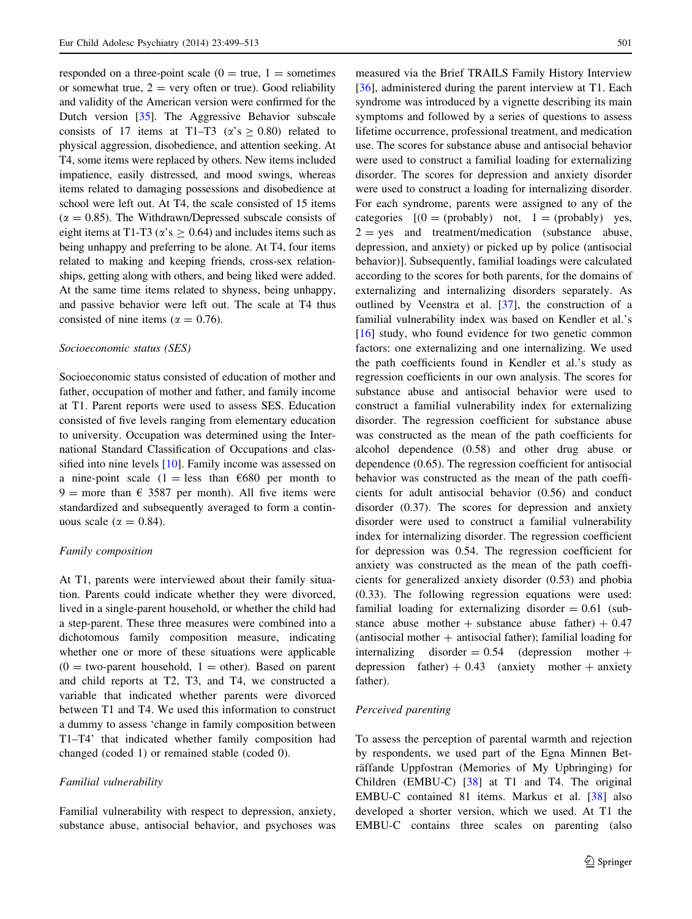responded on a three-point scale (0 = true, 1 = sometimes or somewhat true, 2 = very often or true). Good reliability and validity of the American version were confirmed for the Dutch version [35]. The Aggressive Behavior subscale consists of 17 items at T1–T3 ($\alpha$'s $\geq 0.80$) related to physical aggression, disobedience, and attention seeking. At T4, some items were replaced by others. New items included impatience, easily distressed, and mood swings, whereas items related to damaging possessions and disobedience at school were left out. At T4, the scale consisted of 15 items ($\alpha = 0.85$). The Withdrawn/Depressed subscale consists of eight items at T1-T3 ($\alpha$'s $\geq 0.64$) and includes items such as being unhappy and preferring to be alone. At T4, four items related to making and keeping friends, cross-sex relationships, getting along with others, and being liked were added. At the same time items related to shyness, being unhappy, and passive behavior were left out. The scale at T4 thus consisted of nine items ($\alpha = 0.76$).

*Socioeconomic status (SES)*

Socioeconomic status consisted of education of mother and father, occupation of mother and father, and family income at T1. Parent reports were used to assess SES. Education consisted of five levels ranging from elementary education to university. Occupation was determined using the International Standard Classification of Occupations and classified into nine levels [10]. Family income was assessed on a nine-point scale (1 = less than €680 per month to 9 = more than € 3587 per month). All five items were standardized and subsequently averaged to form a continuous scale ($\alpha = 0.84$).

*Family composition*

At T1, parents were interviewed about their family situation. Parents could indicate whether they were divorced, lived in a single-parent household, or whether the child had a step-parent. These three measures were combined into a dichotomous family composition measure, indicating whether one or more of these situations were applicable (0 = two-parent household, 1 = other). Based on parent and child reports at T2, T3, and T4, we constructed a variable that indicated whether parents were divorced between T1 and T4. We used this information to construct a dummy to assess 'change in family composition between T1–T4' that indicated whether family composition had changed (coded 1) or remained stable (coded 0).

*Familial vulnerability*

Familial vulnerability with respect to depression, anxiety, substance abuse, antisocial behavior, and psychoses was measured via the Brief TRAILS Family History Interview [36], administered during the parent interview at T1. Each syndrome was introduced by a vignette describing its main symptoms and followed by a series of questions to assess lifetime occurrence, professional treatment, and medication use. The scores for substance abuse and antisocial behavior were used to construct a familial loading for externalizing disorder. The scores for depression and anxiety disorder were used to construct a loading for internalizing disorder. For each syndrome, parents were assigned to any of the categories [(0 = (probably) not, 1 = (probably) yes, 2 = yes and treatment/medication (substance abuse, depression, and anxiety) or picked up by police (antisocial behavior)]. Subsequently, familial loadings were calculated according to the scores for both parents, for the domains of externalizing and internalizing disorders separately. As outlined by Veenstra et al. [37], the construction of a familial vulnerability index was based on Kendler et al.'s [16] study, who found evidence for two genetic common factors: one externalizing and one internalizing. We used the path coefficients found in Kendler et al.'s study as regression coefficients in our own analysis. The scores for substance abuse and antisocial behavior were used to construct a familial vulnerability index for externalizing disorder. The regression coefficient for substance abuse was constructed as the mean of the path coefficients for alcohol dependence (0.58) and other drug abuse or dependence (0.65). The regression coefficient for antisocial behavior was constructed as the mean of the path coefficients for adult antisocial behavior (0.56) and conduct disorder (0.37). The scores for depression and anxiety disorder were used to construct a familial vulnerability index for internalizing disorder. The regression coefficient for depression was 0.54. The regression coefficient for anxiety was constructed as the mean of the path coefficients for generalized anxiety disorder (0.53) and phobia (0.33). The following regression equations were used: familial loading for externalizing disorder = 0.61 (substance abuse mother + substance abuse father) + 0.47 (antisocial mother + antisocial father); familial loading for internalizing disorder = 0.54 (depression mother + depression father) + 0.43 (anxiety mother + anxiety father).

*Perceived parenting*

To assess the perception of parental warmth and rejection by respondents, we used part of the Egna Minnen Beträffande Uppfostran (Memories of My Upbringing) for Children (EMBU-C) [38] at T1 and T4. The original EMBU-C contained 81 items. Markus et al. [38] also developed a shorter version, which we used. At T1 the EMBU-C contains three scales on parenting (also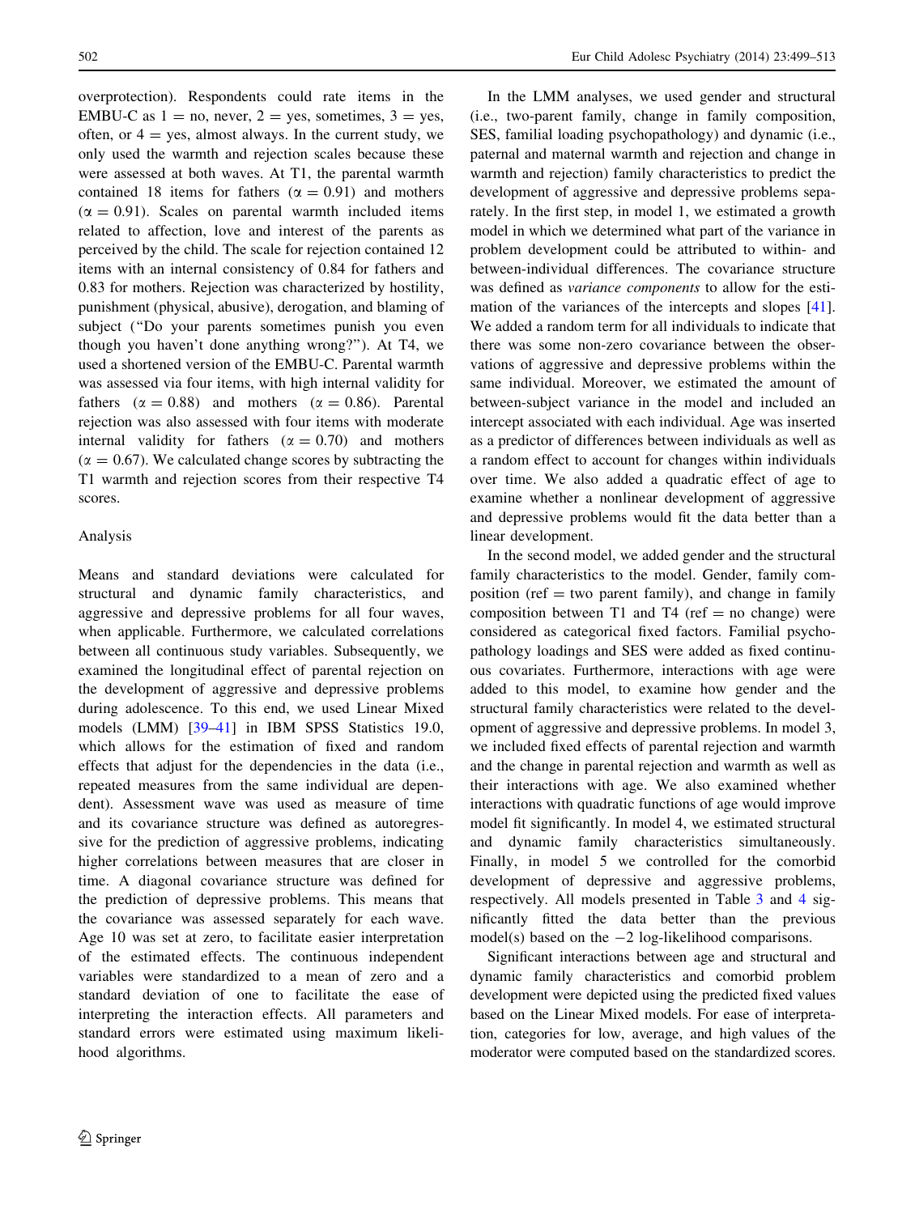overprotection). Respondents could rate items in the EMBU-C as 1 = no, never, 2 = yes, sometimes, 3 = yes, often, or 4 = yes, almost always. In the current study, we only used the warmth and rejection scales because these were assessed at both waves. At T1, the parental warmth contained 18 items for fathers ($\alpha = 0.91$) and mothers ($\alpha = 0.91$). Scales on parental warmth included items related to affection, love and interest of the parents as perceived by the child. The scale for rejection contained 12 items with an internal consistency of 0.84 for fathers and 0.83 for mothers. Rejection was characterized by hostility, punishment (physical, abusive), derogation, and blaming of subject ("Do your parents sometimes punish you even though you haven't done anything wrong?"). At T4, we used a shortened version of the EMBU-C. Parental warmth was assessed via four items, with high internal validity for fathers ($\alpha = 0.88$) and mothers ($\alpha = 0.86$). Parental rejection was also assessed with four items with moderate internal validity for fathers ($\alpha = 0.70$) and mothers ($\alpha = 0.67$). We calculated change scores by subtracting the T1 warmth and rejection scores from their respective T4 scores.

## Analysis

Means and standard deviations were calculated for structural and dynamic family characteristics, and aggressive and depressive problems for all four waves, when applicable. Furthermore, we calculated correlations between all continuous study variables. Subsequently, we examined the longitudinal effect of parental rejection on the development of aggressive and depressive problems during adolescence. To this end, we used Linear Mixed models (LMM) [39–41] in IBM SPSS Statistics 19.0, which allows for the estimation of fixed and random effects that adjust for the dependencies in the data (i.e., repeated measures from the same individual are dependent). Assessment wave was used as measure of time and its covariance structure was defined as autoregressive for the prediction of aggressive problems, indicating higher correlations between measures that are closer in time. A diagonal covariance structure was defined for the prediction of depressive problems. This means that the covariance was assessed separately for each wave. Age 10 was set at zero, to facilitate easier interpretation of the estimated effects. The continuous independent variables were standardized to a mean of zero and a standard deviation of one to facilitate the ease of interpreting the interaction effects. All parameters and standard errors were estimated using maximum likelihood algorithms.

In the LMM analyses, we used gender and structural (i.e., two-parent family, change in family composition, SES, familial loading psychopathology) and dynamic (i.e., paternal and maternal warmth and rejection and change in warmth and rejection) family characteristics to predict the development of aggressive and depressive problems separately. In the first step, in model 1, we estimated a growth model in which we determined what part of the variance in problem development could be attributed to within- and between-individual differences. The covariance structure was defined as *variance components* to allow for the estimation of the variances of the intercepts and slopes [41]. We added a random term for all individuals to indicate that there was some non-zero covariance between the observations of aggressive and depressive problems within the same individual. Moreover, we estimated the amount of between-subject variance in the model and included an intercept associated with each individual. Age was inserted as a predictor of differences between individuals as well as a random effect to account for changes within individuals over time. We also added a quadratic effect of age to examine whether a nonlinear development of aggressive and depressive problems would fit the data better than a linear development.

In the second model, we added gender and the structural family characteristics to the model. Gender, family composition (ref = two parent family), and change in family composition between T1 and T4 (ref = no change) were considered as categorical fixed factors. Familial psychopathology loadings and SES were added as fixed continuous covariates. Furthermore, interactions with age were added to this model, to examine how gender and the structural family characteristics were related to the development of aggressive and depressive problems. In model 3, we included fixed effects of parental rejection and warmth and the change in parental rejection and warmth as well as their interactions with age. We also examined whether interactions with quadratic functions of age would improve model fit significantly. In model 4, we estimated structural and dynamic family characteristics simultaneously. Finally, in model 5 we controlled for the comorbid development of depressive and aggressive problems, respectively. All models presented in Table 3 and 4 significantly fitted the data better than the previous model(s) based on the $-2$ log-likelihood comparisons.

Significant interactions between age and structural and dynamic family characteristics and comorbid problem development were depicted using the predicted fixed values based on the Linear Mixed models. For ease of interpretation, categories for low, average, and high values of the moderator were computed based on the standardized scores.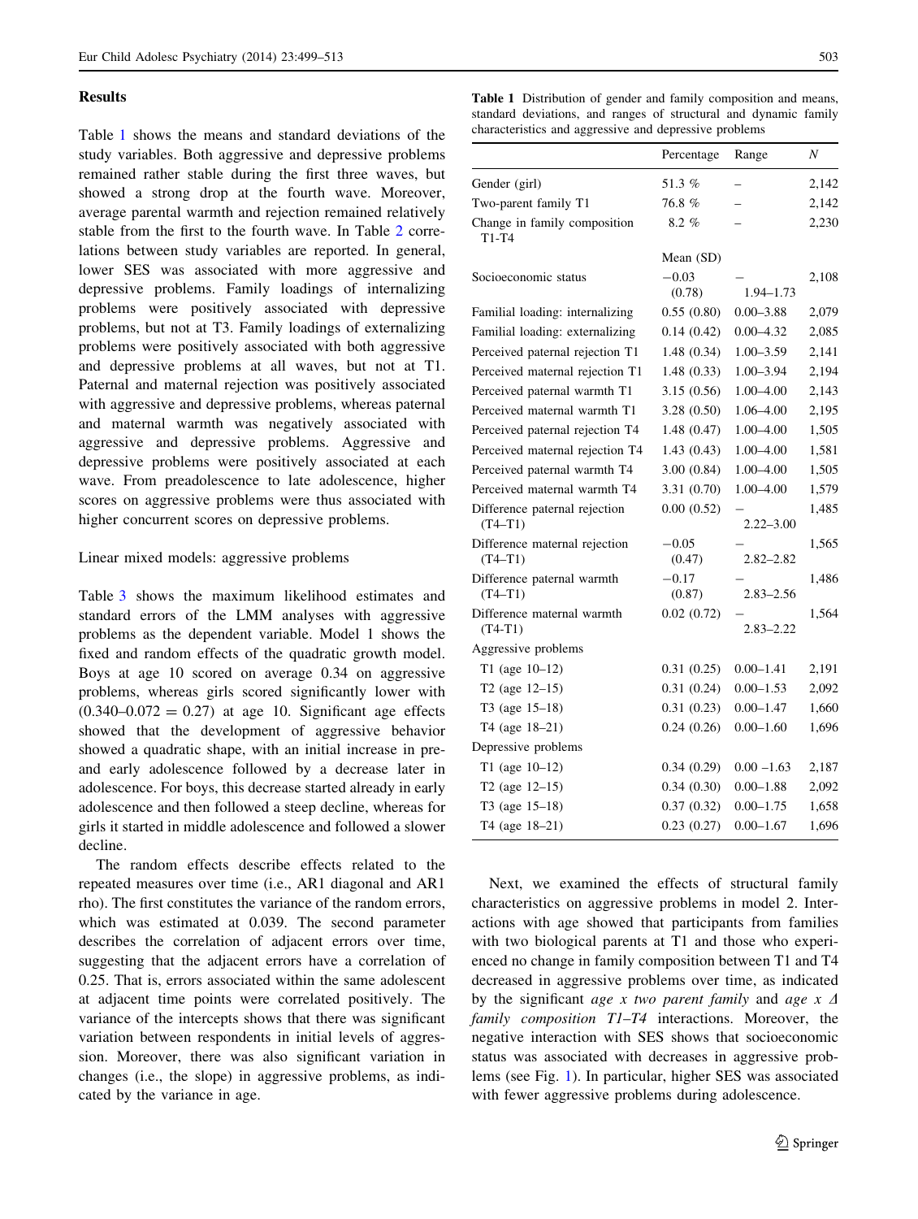## Results

Table 1 shows the means and standard deviations of the study variables. Both aggressive and depressive problems remained rather stable during the first three waves, but showed a strong drop at the fourth wave. Moreover, average parental warmth and rejection remained relatively stable from the first to the fourth wave. In Table 2 correlations between study variables are reported. In general, lower SES was associated with more aggressive and depressive problems. Family loadings of internalizing problems were positively associated with depressive problems, but not at T3. Family loadings of externalizing problems were positively associated with both aggressive and depressive problems at all waves, but not at T1. Paternal and maternal rejection was positively associated with aggressive and depressive problems, whereas paternal and maternal warmth was negatively associated with aggressive and depressive problems. Aggressive and depressive problems were positively associated at each wave. From preadolescence to late adolescence, higher scores on aggressive problems were thus associated with higher concurrent scores on depressive problems.

### Linear mixed models: aggressive problems

Table 3 shows the maximum likelihood estimates and standard errors of the LMM analyses with aggressive problems as the dependent variable. Model 1 shows the fixed and random effects of the quadratic growth model. Boys at age 10 scored on average 0.34 on aggressive problems, whereas girls scored significantly lower with (0.340–0.072 = 0.27) at age 10. Significant age effects showed that the development of aggressive behavior showed a quadratic shape, with an initial increase in pre- and early adolescence followed by a decrease later in adolescence. For boys, this decrease started already in early adolescence and then followed a steep decline, whereas for girls it started in middle adolescence and followed a slower decline.

The random effects describe effects related to the repeated measures over time (i.e., AR1 diagonal and AR1 rho). The first constitutes the variance of the random errors, which was estimated at 0.039. The second parameter describes the correlation of adjacent errors over time, suggesting that the adjacent errors have a correlation of 0.25. That is, errors associated within the same adolescent at adjacent time points were correlated positively. The variance of the intercepts shows that there was significant variation between respondents in initial levels of aggression. Moreover, there was also significant variation in changes (i.e., the slope) in aggressive problems, as indicated by the variance in age.

**Table 1** Distribution of gender and family composition and means, standard deviations, and ranges of structural and dynamic family characteristics and aggressive and depressive problems

| | Percentage | Range | N |
|---|---|---|---|
| Gender (girl) | 51.3 % | – | 2,142 |
| Two-parent family T1 | 76.8 % | – | 2,142 |
| Change in family composition T1-T4 | 8.2 % | – | 2,230 |
| | Mean (SD) | | |
| Socioeconomic status | −0.03 (0.78) | – 1.94–1.73 | 2,108 |
| Familial loading: internalizing | 0.55 (0.80) | 0.00–3.88 | 2,079 |
| Familial loading: externalizing | 0.14 (0.42) | 0.00–4.32 | 2,085 |
| Perceived paternal rejection T1 | 1.48 (0.34) | 1.00–3.59 | 2,141 |
| Perceived maternal rejection T1 | 1.48 (0.33) | 1.00–3.94 | 2,194 |
| Perceived paternal warmth T1 | 3.15 (0.56) | 1.00–4.00 | 2,143 |
| Perceived maternal warmth T1 | 3.28 (0.50) | 1.06–4.00 | 2,195 |
| Perceived paternal rejection T4 | 1.48 (0.47) | 1.00–4.00 | 1,505 |
| Perceived maternal rejection T4 | 1.43 (0.43) | 1.00–4.00 | 1,581 |
| Perceived paternal warmth T4 | 3.00 (0.84) | 1.00–4.00 | 1,505 |
| Perceived maternal warmth T4 | 3.31 (0.70) | 1.00–4.00 | 1,579 |
| Difference paternal rejection (T4–T1) | 0.00 (0.52) | – 2.22–3.00 | 1,485 |
| Difference maternal rejection (T4–T1) | −0.05 (0.47) | – 2.82–2.82 | 1,565 |
| Difference paternal warmth (T4–T1) | −0.17 (0.87) | – 2.83–2.56 | 1,486 |
| Difference maternal warmth (T4-T1) | 0.02 (0.72) | – 2.83–2.22 | 1,564 |
| Aggressive problems | | | |
| T1 (age 10–12) | 0.31 (0.25) | 0.00–1.41 | 2,191 |
| T2 (age 12–15) | 0.31 (0.24) | 0.00–1.53 | 2,092 |
| T3 (age 15–18) | 0.31 (0.23) | 0.00–1.47 | 1,660 |
| T4 (age 18–21) | 0.24 (0.26) | 0.00–1.60 | 1,696 |
| Depressive problems | | | |
| T1 (age 10–12) | 0.34 (0.29) | 0.00 –1.63 | 2,187 |
| T2 (age 12–15) | 0.34 (0.30) | 0.00–1.88 | 2,092 |
| T3 (age 15–18) | 0.37 (0.32) | 0.00–1.75 | 1,658 |
| T4 (age 18–21) | 0.23 (0.27) | 0.00–1.67 | 1,696 |

Next, we examined the effects of structural family characteristics on aggressive problems in model 2. Interactions with age showed that participants from families with two biological parents at T1 and those who experienced no change in family composition between T1 and T4 decreased in aggressive problems over time, as indicated by the significant *age x two parent family* and *age x Δ family composition T1–T4* interactions. Moreover, the negative interaction with SES shows that socioeconomic status was associated with decreases in aggressive problems (see Fig. 1). In particular, higher SES was associated with fewer aggressive problems during adolescence.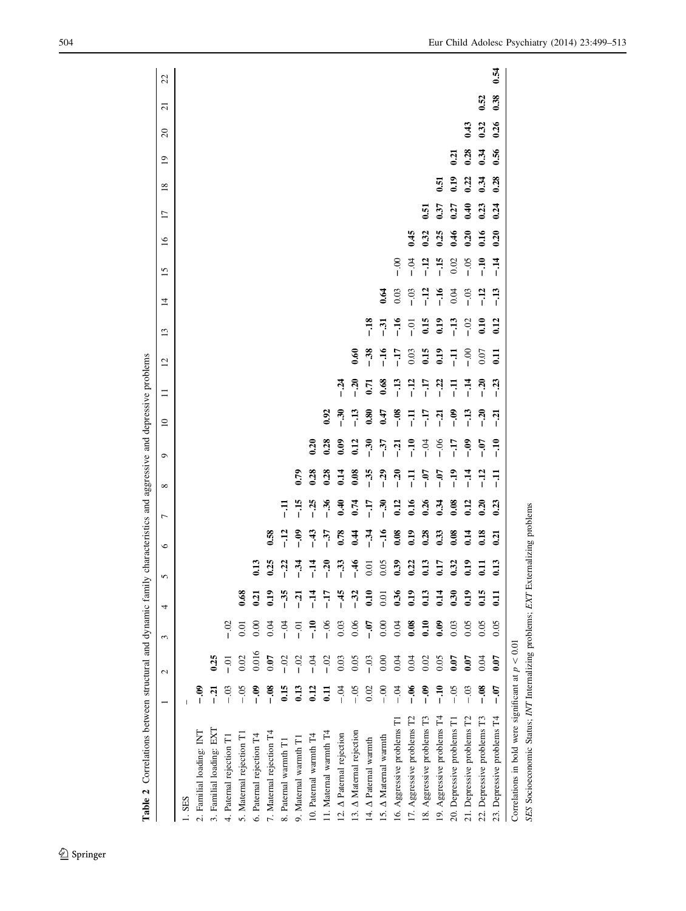**Table 2** Correlations between structural and dynamic family characteristics and aggressive and depressive problems

| | 1 | 2 | 3 | 4 | 5 | 6 | 7 | 8 | 9 | 10 | 11 | 12 | 13 | 14 | 15 | 16 | 17 | 18 | 19 | 20 | 21 | 22 |
|---|---|---|---|---|---|---|---|---|---|---|---|---|---|---|---|---|---|---|---|---|---|---|
| 1. SES | – | | | | | | | | | | | | | | | | | | | | | |
| 2. Familial loading: INT | **–.09** | | | | | | | | | | | | | | | | | | | | | |
| 3. Familial loading: EXT | **–.21** | **0.25** | | | | | | | | | | | | | | | | | | | | |
| 4. Paternal rejection T1 | –.03 | –.01 | –.02 | | | | | | | | | | | | | | | | | | | |
| 5. Maternal rejection T1 | –.05 | 0.02 | 0.01 | **0.68** | | | | | | | | | | | | | | | | | | |
| 6. Paternal rejection T4 | **–.09** | 0.016 | 0.00 | **0.21** | **0.13** | | | | | | | | | | | | | | | | | |
| 7. Maternal rejection T4 | **–.08** | **0.07** | 0.04 | **0.19** | **0.25** | **0.58** | | | | | | | | | | | | | | | | |
| 8. Paternal warmth T1 | **0.15** | –.02 | –.04 | **–.35** | **–.22** | **–.12** | **–.11** | | | | | | | | | | | | | | | |
| 9. Maternal warmth T1 | **0.13** | –.02 | –.01 | **–.21** | **–.34** | **–.09** | **–.15** | **0.79** | | | | | | | | | | | | | | |
| 10. Paternal warmth T4 | **0.12** | –.04 | **–.10** | **–.14** | **–.14** | **–.43** | **–.25** | **0.28** | **0.20** | | | | | | | | | | | | | |
| 11. Maternal warmth T4 | **0.11** | –.02 | –.06 | **–.17** | **–.20** | **–.37** | **–.36** | **0.28** | **0.28** | **0.92** | | | | | | | | | | | | |
| 12. Δ Paternal rejection | –.04 | 0.03 | 0.03 | **–.45** | **–.33** | **0.78** | **0.40** | **0.14** | **0.09** | **–.30** | **–.24** | | | | | | | | | | | |
| 13. Δ Maternal rejection | –.05 | 0.05 | 0.06 | **–.32** | **–.46** | **0.44** | **0.74** | **0.08** | **0.12** | **–.13** | **–.20** | **0.60** | | | | | | | | | | |
| 14. Δ Paternal warmth | 0.02 | –.03 | **–.07** | **0.10** | 0.01 | **–.34** | **–.17** | **–.35** | **–.30** | **0.80** | **0.71** | **–.38** | **–.18** | | | | | | | | | |
| 15. Δ Maternal warmth | –.00 | 0.00 | 0.00 | 0.01 | 0.05 | **–.16** | **–.30** | **–.29** | **–.37** | **0.47** | **0.68** | **–.16** | **–.31** | **0.64** | | | | | | | | |
| 16. Aggressive problems T1 | –.04 | 0.04 | 0.04 | **0.36** | **0.39** | **0.08** | **0.12** | **–.20** | **–.21** | **–.08** | **–.13** | **–.17** | **–.16** | 0.03 | –.00 | | | | | | | |
| 17. Aggressive problems T2 | **–.06** | 0.04 | **0.08** | **0.19** | **0.22** | **0.19** | **0.16** | **–.11** | **–.10** | **–.11** | **–.12** | 0.03 | –.01 | –.03 | –.04 | **0.45** | | | | | | |
| 18. Aggressive problems T3 | **–.09** | 0.02 | **0.10** | **0.13** | **0.13** | **0.28** | **0.26** | **–.07** | –.04 | **–.17** | **–.17** | **0.15** | **0.15** | **–.12** | **–.12** | **0.32** | **0.51** | | | | | |
| 19. Aggressive problems T4 | **–.10** | 0.05 | **0.09** | **0.14** | **0.17** | **0.33** | **0.34** | **–.07** | –.06 | **–.21** | **–.22** | **0.19** | **0.19** | **–.16** | **–.15** | **0.25** | **0.37** | **0.51** | | | | |
| 20. Depressive problems T1 | –.05 | **0.07** | 0.03 | **0.30** | **0.32** | **0.08** | **0.08** | **–.19** | **–.17** | **–.09** | **–.11** | **–.11** | **–.13** | 0.04 | 0.02 | **0.46** | **0.27** | **0.19** | **0.21** | | | |
| 21. Depressive problems T2 | –.03 | **0.07** | 0.05 | **0.19** | **0.19** | **0.14** | **0.12** | **–.14** | **–.09** | **–.13** | **–.14** | –.00 | –.02 | –.03 | –.05 | **0.20** | **0.40** | **0.22** | **0.28** | **0.43** | | |
| 22. Depressive problems T3 | **–.08** | 0.04 | 0.05 | **0.15** | **0.11** | **0.18** | **0.20** | **–.12** | **–.07** | **–.20** | **–.20** | 0.07 | **0.10** | **–.12** | **–.10** | **0.16** | **0.23** | **0.34** | **0.34** | **0.32** | **0.52** | |
| 23. Depressive problems T4 | **–.07** | **0.07** | 0.05 | **0.11** | **0.13** | **0.21** | **0.23** | **–.11** | **–.10** | **–.21** | **–.23** | **0.11** | **0.12** | **–.13** | **–.14** | **0.20** | **0.24** | **0.28** | **0.56** | **0.26** | **0.38** | **0.54** |

Correlations in bold were significant at $p < 0.01$

*SES* Socioeconomic Status; *INT* Internalizing problems; *EXT* Externalizing problems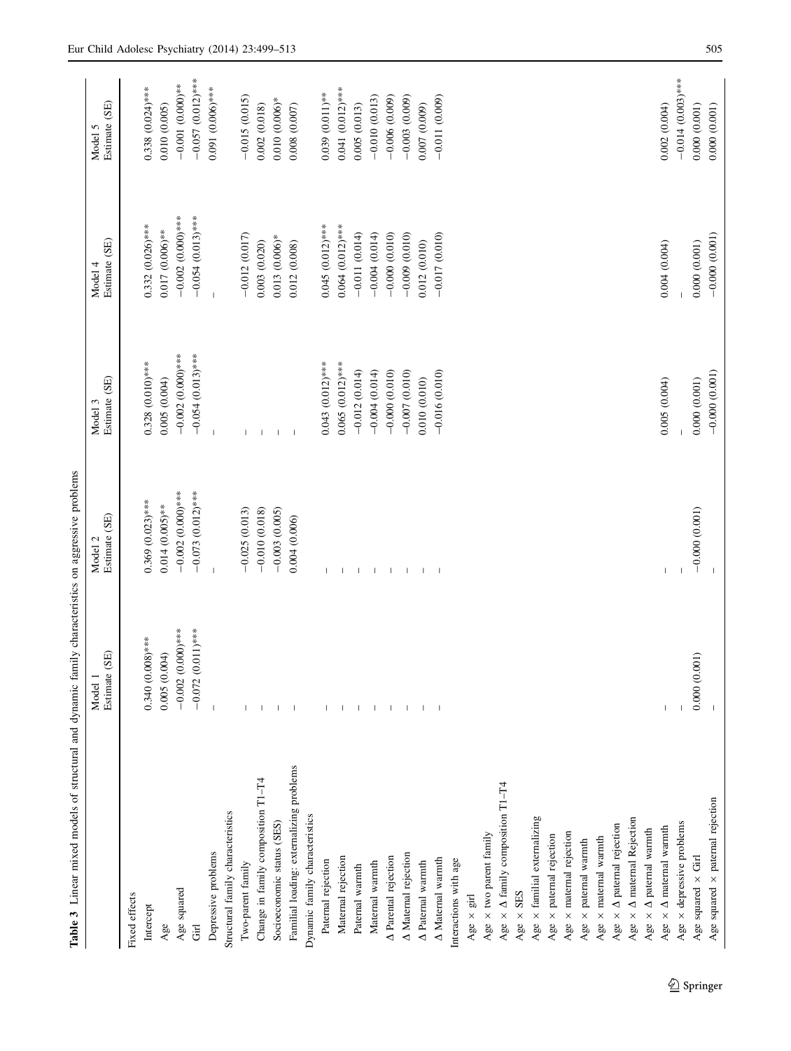**Table 3** Linear mixed models of structural and dynamic family characteristics on aggressive problems

| | Model 1 Estimate (SE) | Model 2 Estimate (SE) | Model 3 Estimate (SE) | Model 4 Estimate (SE) | Model 5 Estimate (SE) |
|---|---|---|---|---|---|
| Fixed effects | | | | | |
| Intercept | 0.340 (0.008)*** | 0.369 (0.023)*** | 0.328 (0.010)*** | 0.332 (0.026)*** | 0.338 (0.024)*** |
| Age | 0.005 (0.004) | 0.014 (0.005)** | 0.005 (0.004) | 0.017 (0.006)** | 0.010 (0.005) |
| Age squared | −0.002 (0.000)*** | −0.002 (0.000)*** | −0.002 (0.000)*** | −0.002 (0.000)*** | −0.001 (0.000)** |
| Girl | −0.072 (0.011)*** | −0.073 (0.012)*** | −0.054 (0.013)*** | −0.054 (0.013)*** | −0.057 (0.012)*** |
| Depressive problems | – | – | – | – | 0.091 (0.006)*** |
| Structural family characteristics | | | | | |
| Two-parent family | – | −0.025 (0.013) | – | −0.012 (0.017) | −0.015 (0.015) |
| Change in family composition T1–T4 | – | −0.010 (0.018) | – | 0.003 (0.020) | 0.002 (0.018) |
| Socioeconomic status (SES) | – | −0.003 (0.005) | – | 0.013 (0.006)* | 0.010 (0.006)* |
| Familial loading: externalizing problems | – | 0.004 (0.006) | – | 0.012 (0.008) | 0.008 (0.007) |
| Dynamic family characteristics | | | | | |
| Paternal rejection | – | – | 0.043 (0.012)*** | 0.045 (0.012)*** | 0.039 (0.011)** |
| Maternal rejection | – | – | 0.065 (0.012)*** | 0.064 (0.012)*** | 0.041 (0.012)*** |
| Paternal warmth | – | – | −0.012 (0.014) | −0.011 (0.014) | 0.005 (0.013) |
| Maternal warmth | – | – | −0.004 (0.014) | −0.004 (0.014) | −0.010 (0.013) |
| Δ Parental rejection | – | – | −0.000 (0.010) | −0.000 (0.010) | −0.006 (0.009) |
| Δ Maternal rejection | – | – | −0.007 (0.010) | −0.009 (0.010) | −0.003 (0.009) |
| Δ Paternal warmth | – | – | 0.010 (0.010) | 0.012 (0.010) | 0.007 (0.009) |
| Δ Maternal warmth | – | – | −0.016 (0.010) | −0.017 (0.010) | −0.011 (0.009) |
| Interactions with age | | | | | |
| Age × girl | | | | | |
| Age × two parent family | | | | | |
| Age × Δ family composition T1–T4 | | | | | |
| Age × SES | | | | | |
| Age × familial externalizing | | | | | |
| Age × paternal rejection | | | | | |
| Age × maternal rejection | | | | | |
| Age × paternal warmth | | | | | |
| Age × maternal warmth | | | | | |
| Age × Δ paternal rejection | | | | | |
| Age × Δ maternal Rejection | | | | | |
| Age × Δ paternal warmth | | | | | |
| Age × Δ maternal warmth | – | – | 0.005 (0.004) | 0.004 (0.004) | 0.002 (0.004) |
| Age × depressive problems | – | – | – | – | −0.014 (0.003)*** |
| Age squared × Girl | 0.000 (0.001) | −0.000 (0.001) | 0.000 (0.001) | 0.000 (0.001) | 0.000 (0.001) |
| Age squared × paternal rejection | – | – | −0.000 (0.001) | −0.000 (0.001) | 0.000 (0.001) |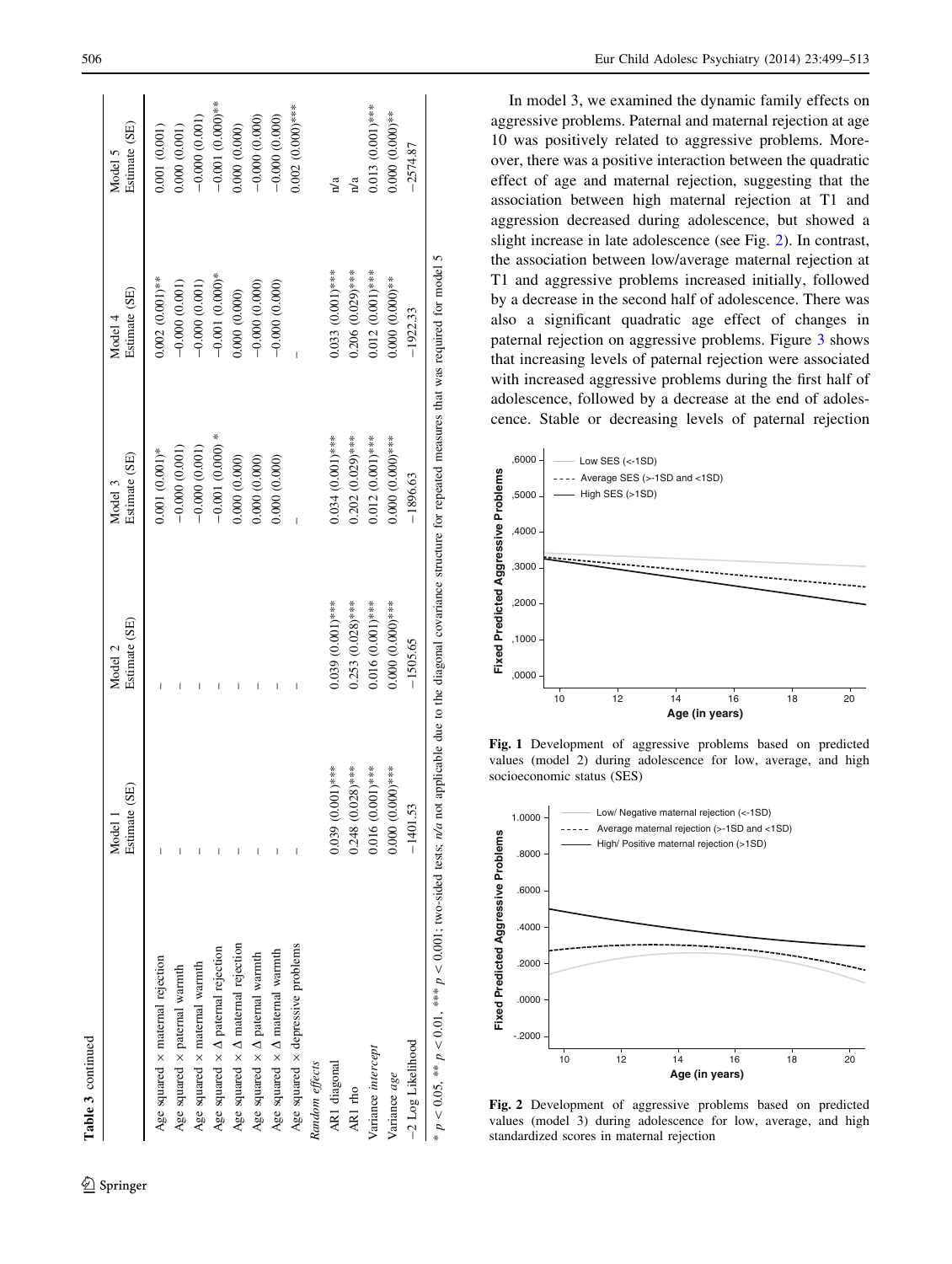**Table 3** continued

| | Model 1 Estimate (SE) | Model 2 Estimate (SE) | Model 3 Estimate (SE) | Model 4 Estimate (SE) | Model 5 Estimate (SE) |
|---|---|---|---|---|---|
| Age squared × maternal rejection | – | – | 0.001 (0.001)* | 0.002 (0.001)** | 0.001 (0.001) |
| Age squared × paternal warmth | – | – | −0.000 (0.001) | −0.000 (0.001) | 0.000 (0.001) |
| Age squared × maternal warmth | – | – | −0.000 (0.001) | −0.000 (0.001) | −0.000 (0.001) |
| Age squared × Δ paternal rejection | – | – | −0.001 (0.000) * | −0.001 (0.000)* | −0.001 (0.000)** |
| Age squared × Δ maternal rejection | – | – | 0.000 (0.000) | 0.000 (0.000) | 0.000 (0.000) |
| Age squared × Δ paternal warmth | – | – | 0.000 (0.000) | −0.000 (0.000) | −0.000 (0.000) |
| Age squared × Δ maternal warmth | – | – | 0.000 (0.000) | −0.000 (0.000) | −0.000 (0.000) |
| Age squared × depressive problems | – | – | – | – | 0.002 (0.000)*** |
| *Random effects* | | | | | |
| AR1 diagonal | 0.039 (0.001)*** | 0.039 (0.001)*** | 0.034 (0.001)*** | 0.033 (0.001)*** | n/a |
| AR1 rho | 0.248 (0.028)*** | 0.253 (0.028)*** | 0.202 (0.029)*** | 0.206 (0.029)*** | n/a |
| Variance *intercept* | 0.016 (0.001)*** | 0.016 (0.001)*** | 0.012 (0.001)*** | 0.012 (0.001)*** | 0.013 (0.001)*** |
| Variance *age* | 0.000 (0.000)*** | 0.000 (0.000)*** | 0.000 (0.000)*** | 0.000 (0.000)** | 0.000 (0.000)** |
| −2 Log Likelihood | −1401.53 | −1505.65 | −1896.63 | −1922.33 | −2574.87 |

\* $p < 0.05$, \*\* $p < 0.01$, \*\*\* $p < 0.001$; two-sided tests; *n/a* not applicable due to the diagonal covariance structure for repeated measures that was required for model 5

In model 3, we examined the dynamic family effects on aggressive problems. Paternal and maternal rejection at age 10 was positively related to aggressive problems. Moreover, there was a positive interaction between the quadratic effect of age and maternal rejection, suggesting that the association between high maternal rejection at T1 and aggression decreased during adolescence, but showed a slight increase in late adolescence (see Fig. 2). In contrast, the association between low/average maternal rejection at T1 and aggressive problems increased initially, followed by a decrease in the second half of adolescence. There was also a significant quadratic age effect of changes in paternal rejection on aggressive problems. Figure 3 shows that increasing levels of paternal rejection were associated with increased aggressive problems during the first half of adolescence, followed by a decrease at the end of adolescence. Stable or decreasing levels of paternal rejection

**Fig. 1** Development of aggressive problems based on predicted values (model 2) during adolescence for low, average, and high socioeconomic status (SES)

**Fig. 2** Development of aggressive problems based on predicted values (model 3) during adolescence for low, average, and high standardized scores in maternal rejection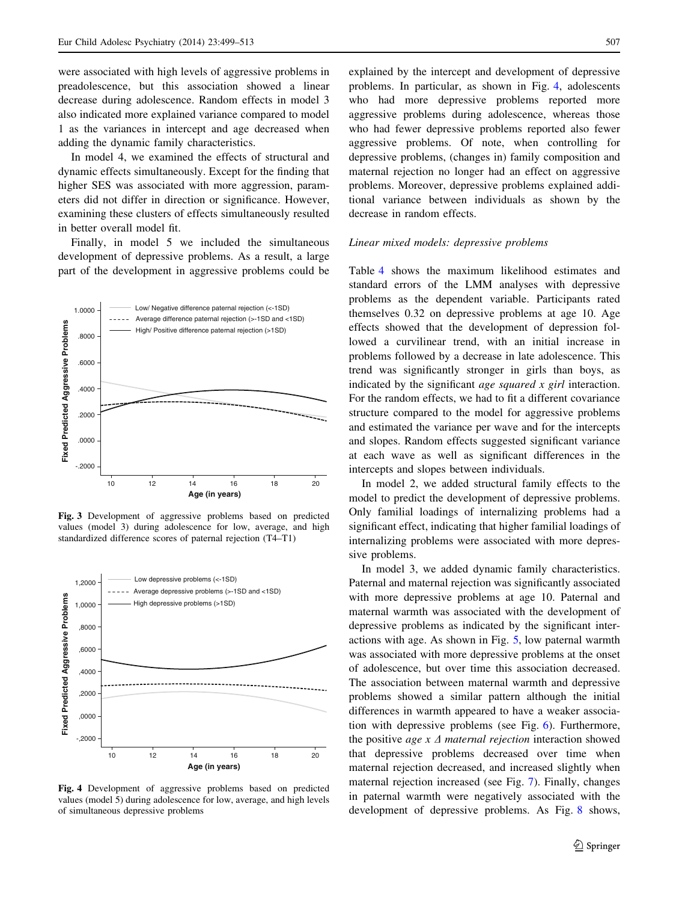were associated with high levels of aggressive problems in preadolescence, but this association showed a linear decrease during adolescence. Random effects in model 3 also indicated more explained variance compared to model 1 as the variances in intercept and age decreased when adding the dynamic family characteristics.

In model 4, we examined the effects of structural and dynamic effects simultaneously. Except for the finding that higher SES was associated with more aggression, parameters did not differ in direction or significance. However, examining these clusters of effects simultaneously resulted in better overall model fit.

Finally, in model 5 we included the simultaneous development of depressive problems. As a result, a large part of the development in aggressive problems could be explained by the intercept and development of depressive problems. In particular, as shown in Fig. 4, adolescents who had more depressive problems reported more aggressive problems during adolescence, whereas those who had fewer depressive problems reported also fewer aggressive problems. Of note, when controlling for depressive problems, (changes in) family composition and maternal rejection no longer had an effect on aggressive problems. Moreover, depressive problems explained additional variance between individuals as shown by the decrease in random effects.

Fig. 3 Development of aggressive problems based on predicted values (model 3) during adolescence for low, average, and high standardized difference scores of paternal rejection (T4–T1)

Fig. 4 Development of aggressive problems based on predicted values (model 5) during adolescence for low, average, and high levels of simultaneous depressive problems

#### Linear mixed models: depressive problems

Table 4 shows the maximum likelihood estimates and standard errors of the LMM analyses with depressive problems as the dependent variable. Participants rated themselves 0.32 on depressive problems at age 10. Age effects showed that the development of depression followed a curvilinear trend, with an initial increase in problems followed by a decrease in late adolescence. This trend was significantly stronger in girls than boys, as indicated by the significant *age squared x girl* interaction. For the random effects, we had to fit a different covariance structure compared to the model for aggressive problems and estimated the variance per wave and for the intercepts and slopes. Random effects suggested significant variance at each wave as well as significant differences in the intercepts and slopes between individuals.

In model 2, we added structural family effects to the model to predict the development of depressive problems. Only familial loadings of internalizing problems had a significant effect, indicating that higher familial loadings of internalizing problems were associated with more depressive problems.

In model 3, we added dynamic family characteristics. Paternal and maternal rejection was significantly associated with more depressive problems at age 10. Paternal and maternal warmth was associated with the development of depressive problems as indicated by the significant interactions with age. As shown in Fig. 5, low paternal warmth was associated with more depressive problems at the onset of adolescence, but over time this association decreased. The association between maternal warmth and depressive problems showed a similar pattern although the initial differences in warmth appeared to have a weaker association with depressive problems (see Fig. 6). Furthermore, the positive *age x Δ maternal rejection* interaction showed that depressive problems decreased over time when maternal rejection decreased, and increased slightly when maternal rejection increased (see Fig. 7). Finally, changes in paternal warmth were negatively associated with the development of depressive problems. As Fig. 8 shows,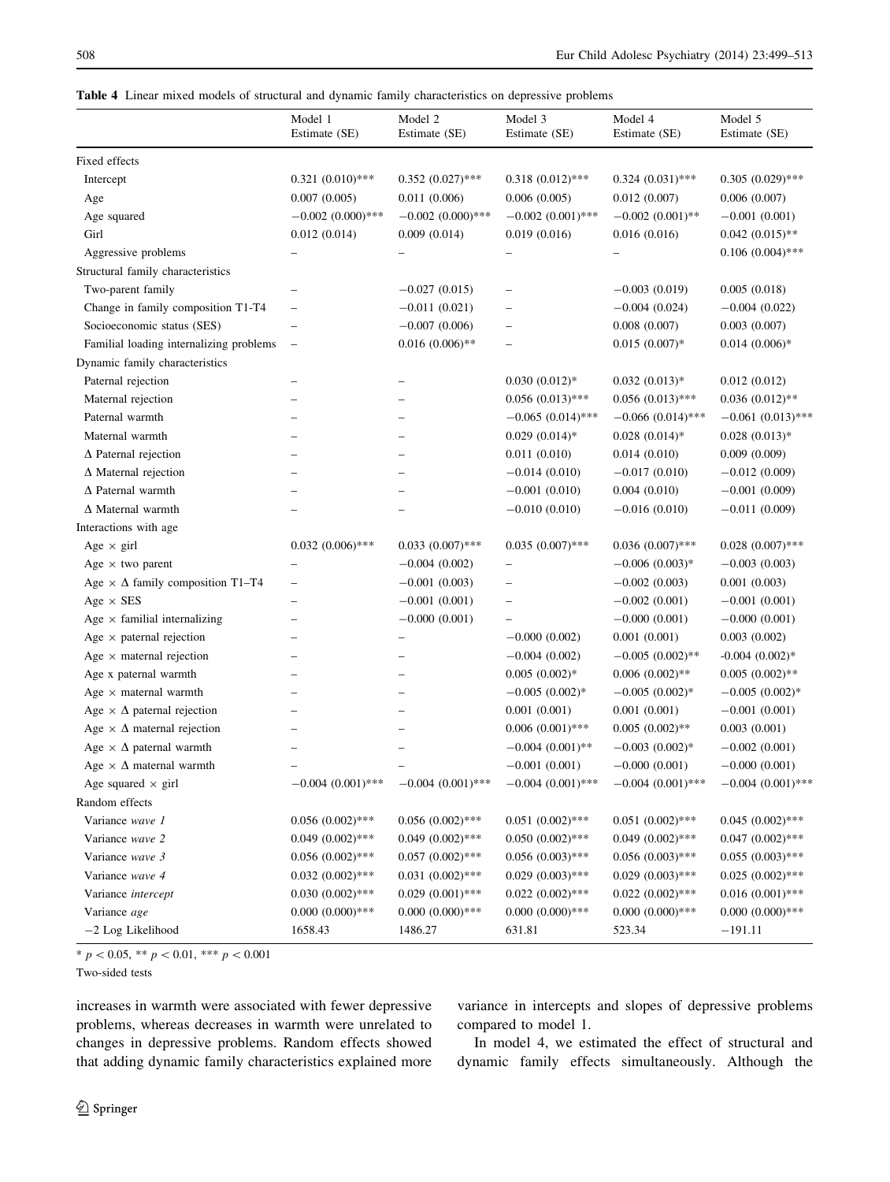**Table 4** Linear mixed models of structural and dynamic family characteristics on depressive problems

| | Model 1 Estimate (SE) | Model 2 Estimate (SE) | Model 3 Estimate (SE) | Model 4 Estimate (SE) | Model 5 Estimate (SE) |
|---|---|---|---|---|---|
| Fixed effects | | | | | |
| Intercept | 0.321 (0.010)*** | 0.352 (0.027)*** | 0.318 (0.012)*** | 0.324 (0.031)*** | 0.305 (0.029)*** |
| Age | 0.007 (0.005) | 0.011 (0.006) | 0.006 (0.005) | 0.012 (0.007) | 0.006 (0.007) |
| Age squared | −0.002 (0.000)*** | −0.002 (0.000)*** | −0.002 (0.001)*** | −0.002 (0.001)** | −0.001 (0.001) |
| Girl | 0.012 (0.014) | 0.009 (0.014) | 0.019 (0.016) | 0.016 (0.016) | 0.042 (0.015)** |
| Aggressive problems | – | – | – | – | 0.106 (0.004)*** |
| Structural family characteristics | | | | | |
| Two-parent family | – | −0.027 (0.015) | – | −0.003 (0.019) | 0.005 (0.018) |
| Change in family composition T1-T4 | – | −0.011 (0.021) | – | −0.004 (0.024) | −0.004 (0.022) |
| Socioeconomic status (SES) | – | −0.007 (0.006) | – | 0.008 (0.007) | 0.003 (0.007) |
| Familial loading internalizing problems | – | 0.016 (0.006)** | – | 0.015 (0.007)* | 0.014 (0.006)* |
| Dynamic family characteristics | | | | | |
| Paternal rejection | – | – | 0.030 (0.012)* | 0.032 (0.013)* | 0.012 (0.012) |
| Maternal rejection | – | – | 0.056 (0.013)*** | 0.056 (0.013)*** | 0.036 (0.012)** |
| Paternal warmth | – | – | −0.065 (0.014)*** | −0.066 (0.014)*** | −0.061 (0.013)*** |
| Maternal warmth | – | – | 0.029 (0.014)* | 0.028 (0.014)* | 0.028 (0.013)* |
| Δ Paternal rejection | – | – | 0.011 (0.010) | 0.014 (0.010) | 0.009 (0.009) |
| Δ Maternal rejection | – | – | −0.014 (0.010) | −0.017 (0.010) | −0.012 (0.009) |
| Δ Paternal warmth | – | – | −0.001 (0.010) | 0.004 (0.010) | −0.001 (0.009) |
| Δ Maternal warmth | – | – | −0.010 (0.010) | −0.016 (0.010) | −0.011 (0.009) |
| Interactions with age | | | | | |
| Age × girl | 0.032 (0.006)*** | 0.033 (0.007)*** | 0.035 (0.007)*** | 0.036 (0.007)*** | 0.028 (0.007)*** |
| Age × two parent | – | −0.004 (0.002) | – | −0.006 (0.003)* | −0.003 (0.003) |
| Age × Δ family composition T1–T4 | – | −0.001 (0.003) | – | −0.002 (0.003) | 0.001 (0.003) |
| Age × SES | – | −0.001 (0.001) | – | −0.002 (0.001) | −0.001 (0.001) |
| Age × familial internalizing | – | −0.000 (0.001) | – | −0.000 (0.001) | −0.000 (0.001) |
| Age × paternal rejection | – | – | −0.000 (0.002) | 0.001 (0.001) | 0.003 (0.002) |
| Age × maternal rejection | – | – | −0.004 (0.002) | −0.005 (0.002)** | -0.004 (0.002)* |
| Age x paternal warmth | – | – | 0.005 (0.002)* | 0.006 (0.002)** | 0.005 (0.002)** |
| Age × maternal warmth | – | – | −0.005 (0.002)* | −0.005 (0.002)* | −0.005 (0.002)* |
| Age × Δ paternal rejection | – | – | 0.001 (0.001) | 0.001 (0.001) | −0.001 (0.001) |
| Age × Δ maternal rejection | – | – | 0.006 (0.001)*** | 0.005 (0.002)** | 0.003 (0.001) |
| Age × Δ paternal warmth | – | – | −0.004 (0.001)** | −0.003 (0.002)* | −0.002 (0.001) |
| Age × Δ maternal warmth | – | – | −0.001 (0.001) | −0.000 (0.001) | −0.000 (0.001) |
| Age squared × girl | −0.004 (0.001)*** | −0.004 (0.001)*** | −0.004 (0.001)*** | −0.004 (0.001)*** | −0.004 (0.001)*** |
| Random effects | | | | | |
| Variance *wave 1* | 0.056 (0.002)*** | 0.056 (0.002)*** | 0.051 (0.002)*** | 0.051 (0.002)*** | 0.045 (0.002)*** |
| Variance *wave 2* | 0.049 (0.002)*** | 0.049 (0.002)*** | 0.050 (0.002)*** | 0.049 (0.002)*** | 0.047 (0.002)*** |
| Variance *wave 3* | 0.056 (0.002)*** | 0.057 (0.002)*** | 0.056 (0.003)*** | 0.056 (0.003)*** | 0.055 (0.003)*** |
| Variance *wave 4* | 0.032 (0.002)*** | 0.031 (0.002)*** | 0.029 (0.003)*** | 0.029 (0.003)*** | 0.025 (0.002)*** |
| Variance *intercept* | 0.030 (0.002)*** | 0.029 (0.001)*** | 0.022 (0.002)*** | 0.022 (0.002)*** | 0.016 (0.001)*** |
| Variance *age* | 0.000 (0.000)*** | 0.000 (0.000)*** | 0.000 (0.000)*** | 0.000 (0.000)*** | 0.000 (0.000)*** |
| −2 Log Likelihood | 1658.43 | 1486.27 | 631.81 | 523.34 | −191.11 |

* $p < 0.05$, ** $p < 0.01$, *** $p < 0.001$

Two-sided tests

increases in warmth were associated with fewer depressive problems, whereas decreases in warmth were unrelated to changes in depressive problems. Random effects showed that adding dynamic family characteristics explained more variance in intercepts and slopes of depressive problems compared to model 1.

In model 4, we estimated the effect of structural and dynamic family effects simultaneously. Although the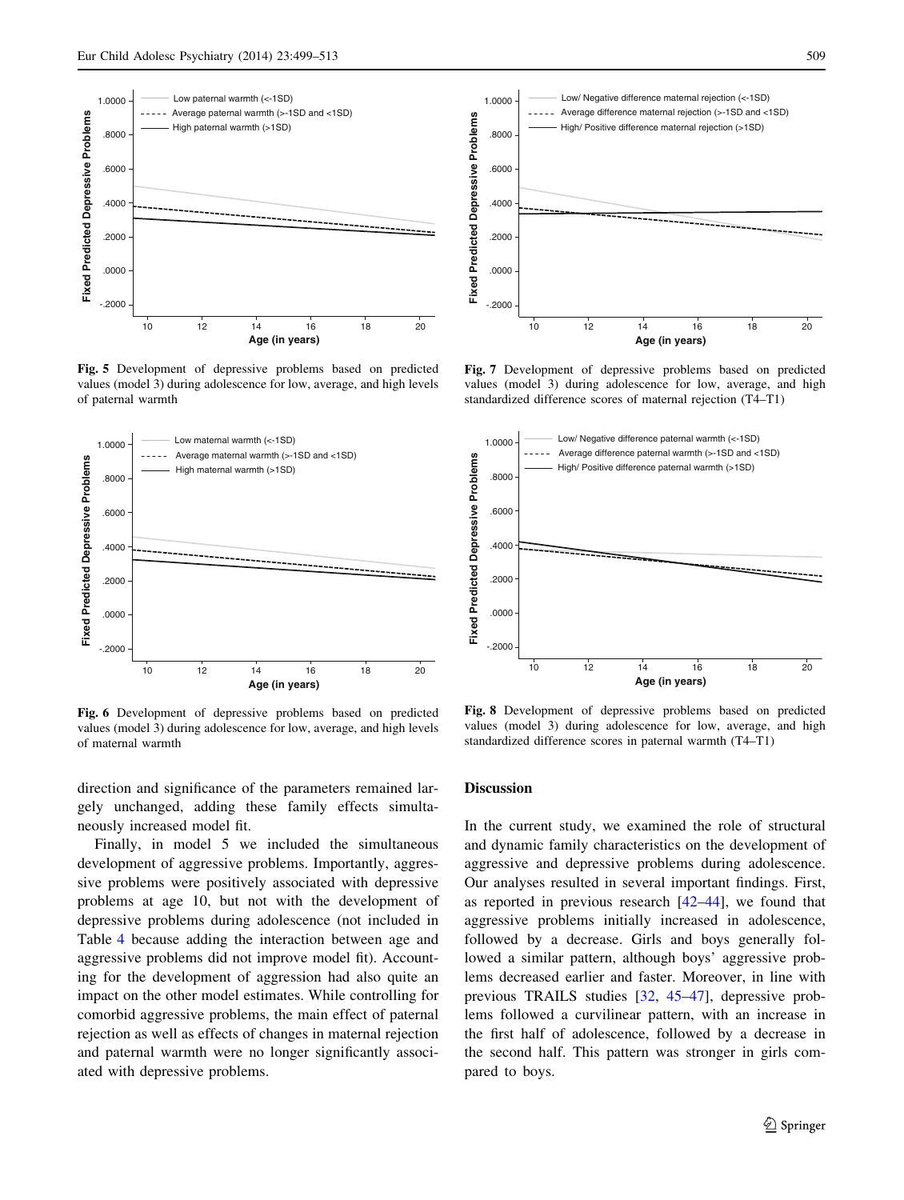Fig. 5 Development of depressive problems based on predicted values (model 3) during adolescence for low, average, and high levels of paternal warmth

Fig. 7 Development of depressive problems based on predicted values (model 3) during adolescence for low, average, and high standardized difference scores of maternal rejection (T4–T1)

Fig. 6 Development of depressive problems based on predicted values (model 3) during adolescence for low, average, and high levels of maternal warmth

Fig. 8 Development of depressive problems based on predicted values (model 3) during adolescence for low, average, and high standardized difference scores in paternal warmth (T4–T1)

direction and significance of the parameters remained largely unchanged, adding these family effects simultaneously increased model fit.

Finally, in model 5 we included the simultaneous development of aggressive problems. Importantly, aggressive problems were positively associated with depressive problems at age 10, but not with the development of depressive problems during adolescence (not included in Table 4 because adding the interaction between age and aggressive problems did not improve model fit). Accounting for the development of aggression had also quite an impact on the other model estimates. While controlling for comorbid aggressive problems, the main effect of paternal rejection as well as effects of changes in maternal rejection and paternal warmth were no longer significantly associated with depressive problems.

## Discussion

In the current study, we examined the role of structural and dynamic family characteristics on the development of aggressive and depressive problems during adolescence. Our analyses resulted in several important findings. First, as reported in previous research [42–44], we found that aggressive problems initially increased in adolescence, followed by a decrease. Girls and boys generally followed a similar pattern, although boys' aggressive problems decreased earlier and faster. Moreover, in line with previous TRAILS studies [32, 45–47], depressive problems followed a curvilinear pattern, with an increase in the first half of adolescence, followed by a decrease in the second half. This pattern was stronger in girls compared to boys.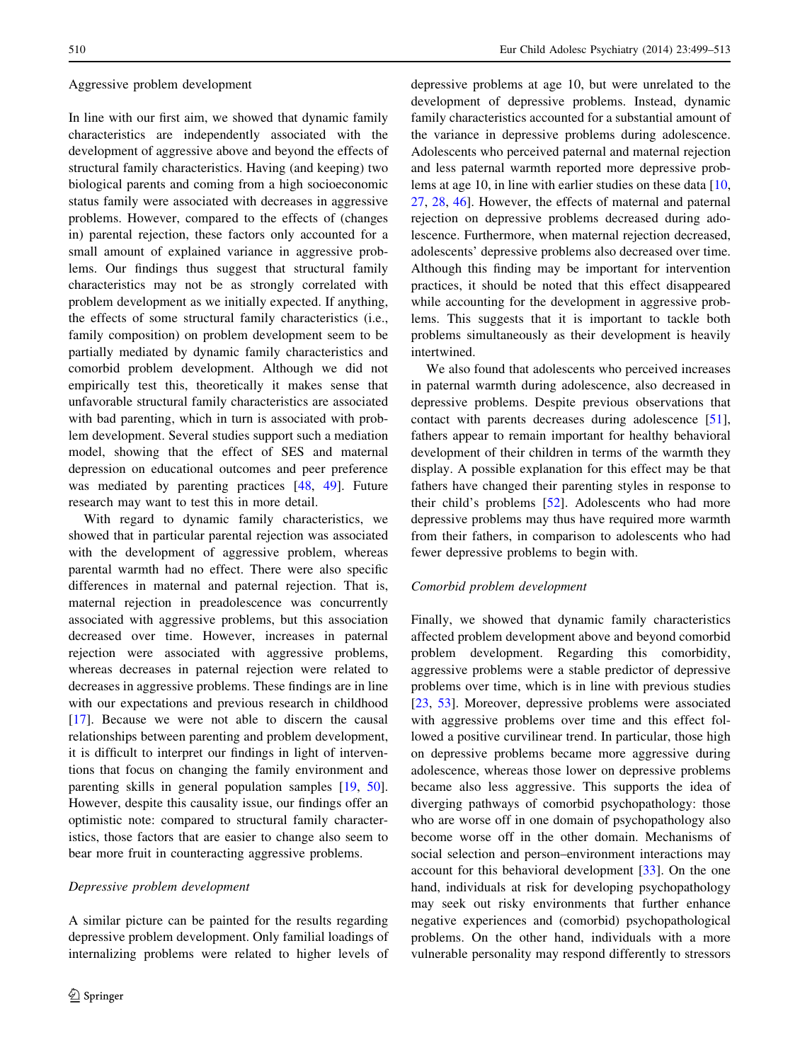Aggressive problem development

In line with our first aim, we showed that dynamic family characteristics are independently associated with the development of aggressive above and beyond the effects of structural family characteristics. Having (and keeping) two biological parents and coming from a high socioeconomic status family were associated with decreases in aggressive problems. However, compared to the effects of (changes in) parental rejection, these factors only accounted for a small amount of explained variance in aggressive problems. Our findings thus suggest that structural family characteristics may not be as strongly correlated with problem development as we initially expected. If anything, the effects of some structural family characteristics (i.e., family composition) on problem development seem to be partially mediated by dynamic family characteristics and comorbid problem development. Although we did not empirically test this, theoretically it makes sense that unfavorable structural family characteristics are associated with bad parenting, which in turn is associated with problem development. Several studies support such a mediation model, showing that the effect of SES and maternal depression on educational outcomes and peer preference was mediated by parenting practices [48, 49]. Future research may want to test this in more detail.

With regard to dynamic family characteristics, we showed that in particular parental rejection was associated with the development of aggressive problem, whereas parental warmth had no effect. There were also specific differences in maternal and paternal rejection. That is, maternal rejection in preadolescence was concurrently associated with aggressive problems, but this association decreased over time. However, increases in paternal rejection were associated with aggressive problems, whereas decreases in paternal rejection were related to decreases in aggressive problems. These findings are in line with our expectations and previous research in childhood [17]. Because we were not able to discern the causal relationships between parenting and problem development, it is difficult to interpret our findings in light of interventions that focus on changing the family environment and parenting skills in general population samples [19, 50]. However, despite this causality issue, our findings offer an optimistic note: compared to structural family characteristics, those factors that are easier to change also seem to bear more fruit in counteracting aggressive problems.

*Depressive problem development*

A similar picture can be painted for the results regarding depressive problem development. Only familial loadings of internalizing problems were related to higher levels of depressive problems at age 10, but were unrelated to the development of depressive problems. Instead, dynamic family characteristics accounted for a substantial amount of the variance in depressive problems during adolescence. Adolescents who perceived paternal and maternal rejection and less paternal warmth reported more depressive problems at age 10, in line with earlier studies on these data [10, 27, 28, 46]. However, the effects of maternal and paternal rejection on depressive problems decreased during adolescence. Furthermore, when maternal rejection decreased, adolescents' depressive problems also decreased over time. Although this finding may be important for intervention practices, it should be noted that this effect disappeared while accounting for the development in aggressive problems. This suggests that it is important to tackle both problems simultaneously as their development is heavily intertwined.

We also found that adolescents who perceived increases in paternal warmth during adolescence, also decreased in depressive problems. Despite previous observations that contact with parents decreases during adolescence [51], fathers appear to remain important for healthy behavioral development of their children in terms of the warmth they display. A possible explanation for this effect may be that fathers have changed their parenting styles in response to their child's problems [52]. Adolescents who had more depressive problems may thus have required more warmth from their fathers, in comparison to adolescents who had fewer depressive problems to begin with.

*Comorbid problem development*

Finally, we showed that dynamic family characteristics affected problem development above and beyond comorbid problem development. Regarding this comorbidity, aggressive problems were a stable predictor of depressive problems over time, which is in line with previous studies [23, 53]. Moreover, depressive problems were associated with aggressive problems over time and this effect followed a positive curvilinear trend. In particular, those high on depressive problems became more aggressive during adolescence, whereas those lower on depressive problems became also less aggressive. This supports the idea of diverging pathways of comorbid psychopathology: those who are worse off in one domain of psychopathology also become worse off in the other domain. Mechanisms of social selection and person–environment interactions may account for this behavioral development [33]. On the one hand, individuals at risk for developing psychopathology may seek out risky environments that further enhance negative experiences and (comorbid) psychopathological problems. On the other hand, individuals with a more vulnerable personality may respond differently to stressors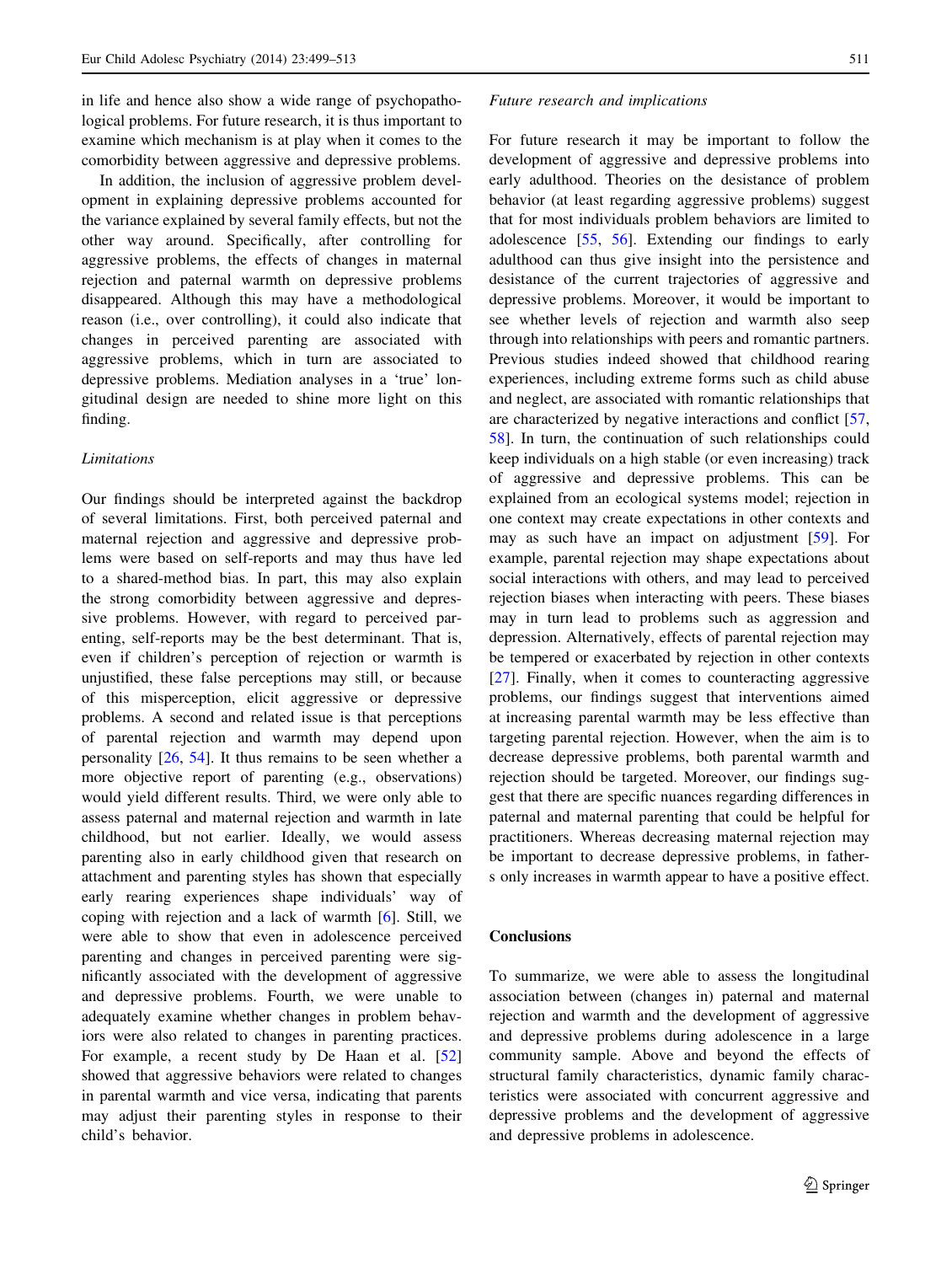in life and hence also show a wide range of psychopathological problems. For future research, it is thus important to examine which mechanism is at play when it comes to the comorbidity between aggressive and depressive problems.

In addition, the inclusion of aggressive problem development in explaining depressive problems accounted for the variance explained by several family effects, but not the other way around. Specifically, after controlling for aggressive problems, the effects of changes in maternal rejection and paternal warmth on depressive problems disappeared. Although this may have a methodological reason (i.e., over controlling), it could also indicate that changes in perceived parenting are associated with aggressive problems, which in turn are associated to depressive problems. Mediation analyses in a 'true' longitudinal design are needed to shine more light on this finding.

### *Limitations*

Our findings should be interpreted against the backdrop of several limitations. First, both perceived paternal and maternal rejection and aggressive and depressive problems were based on self-reports and may thus have led to a shared-method bias. In part, this may also explain the strong comorbidity between aggressive and depressive problems. However, with regard to perceived parenting, self-reports may be the best determinant. That is, even if children's perception of rejection or warmth is unjustified, these false perceptions may still, or because of this misperception, elicit aggressive or depressive problems. A second and related issue is that perceptions of parental rejection and warmth may depend upon personality [26, 54]. It thus remains to be seen whether a more objective report of parenting (e.g., observations) would yield different results. Third, we were only able to assess paternal and maternal rejection and warmth in late childhood, but not earlier. Ideally, we would assess parenting also in early childhood given that research on attachment and parenting styles has shown that especially early rearing experiences shape individuals' way of coping with rejection and a lack of warmth [6]. Still, we were able to show that even in adolescence perceived parenting and changes in perceived parenting were significantly associated with the development of aggressive and depressive problems. Fourth, we were unable to adequately examine whether changes in problem behaviors were also related to changes in parenting practices. For example, a recent study by De Haan et al. [52] showed that aggressive behaviors were related to changes in parental warmth and vice versa, indicating that parents may adjust their parenting styles in response to their child's behavior.

### *Future research and implications*

For future research it may be important to follow the development of aggressive and depressive problems into early adulthood. Theories on the desistance of problem behavior (at least regarding aggressive problems) suggest that for most individuals problem behaviors are limited to adolescence [55, 56]. Extending our findings to early adulthood can thus give insight into the persistence and desistance of the current trajectories of aggressive and depressive problems. Moreover, it would be important to see whether levels of rejection and warmth also seep through into relationships with peers and romantic partners. Previous studies indeed showed that childhood rearing experiences, including extreme forms such as child abuse and neglect, are associated with romantic relationships that are characterized by negative interactions and conflict [57, 58]. In turn, the continuation of such relationships could keep individuals on a high stable (or even increasing) track of aggressive and depressive problems. This can be explained from an ecological systems model; rejection in one context may create expectations in other contexts and may as such have an impact on adjustment [59]. For example, parental rejection may shape expectations about social interactions with others, and may lead to perceived rejection biases when interacting with peers. These biases may in turn lead to problems such as aggression and depression. Alternatively, effects of parental rejection may be tempered or exacerbated by rejection in other contexts [27]. Finally, when it comes to counteracting aggressive problems, our findings suggest that interventions aimed at increasing parental warmth may be less effective than targeting parental rejection. However, when the aim is to decrease depressive problems, both parental warmth and rejection should be targeted. Moreover, our findings suggest that there are specific nuances regarding differences in paternal and maternal parenting that could be helpful for practitioners. Whereas decreasing maternal rejection may be important to decrease depressive problems, in fathers only increases in warmth appear to have a positive effect.

## Conclusions

To summarize, we were able to assess the longitudinal association between (changes in) paternal and maternal rejection and warmth and the development of aggressive and depressive problems during adolescence in a large community sample. Above and beyond the effects of structural family characteristics, dynamic family characteristics were associated with concurrent aggressive and depressive problems and the development of aggressive and depressive problems in adolescence.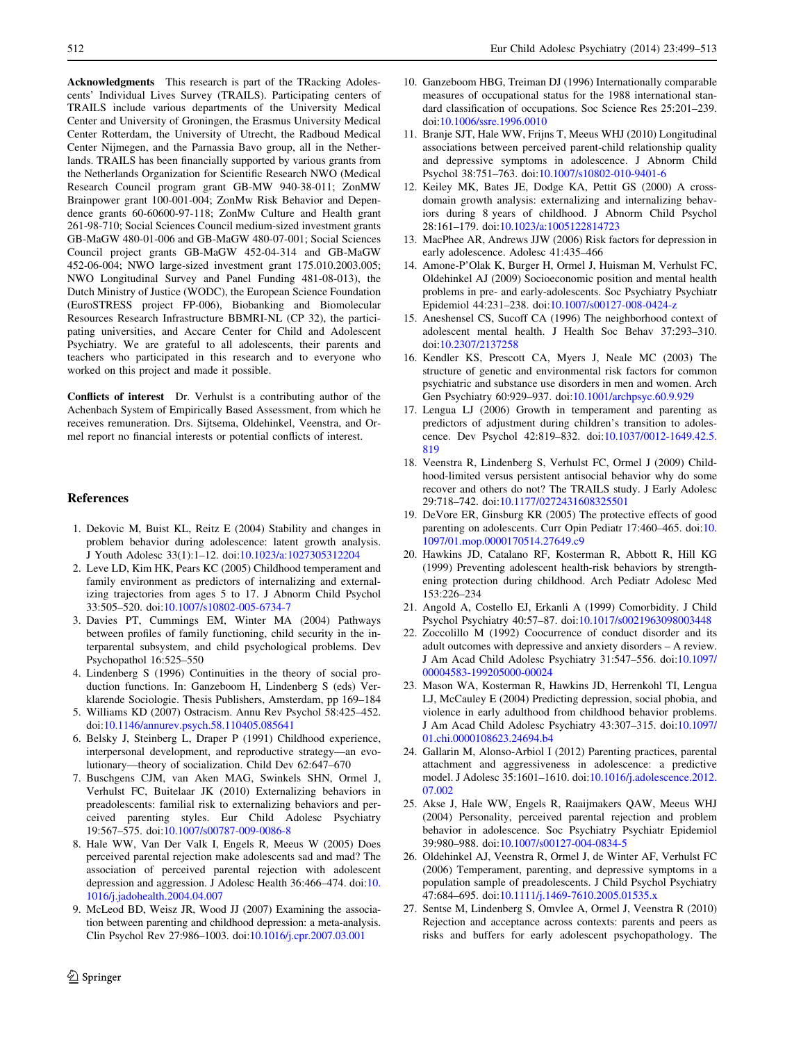**Acknowledgments** This research is part of the TRacking Adolescents' Individual Lives Survey (TRAILS). Participating centers of TRAILS include various departments of the University Medical Center and University of Groningen, the Erasmus University Medical Center Rotterdam, the University of Utrecht, the Radboud Medical Center Nijmegen, and the Parnassia Bavo group, all in the Netherlands. TRAILS has been financially supported by various grants from the Netherlands Organization for Scientific Research NWO (Medical Research Council program grant GB-MW 940-38-011; ZonMW Brainpower grant 100-001-004; ZonMw Risk Behavior and Dependence grants 60-60600-97-118; ZonMw Culture and Health grant 261-98-710; Social Sciences Council medium-sized investment grants GB-MaGW 480-01-006 and GB-MaGW 480-07-001; Social Sciences Council project grants GB-MaGW 452-04-314 and GB-MaGW 452-06-004; NWO large-sized investment grant 175.010.2003.005; NWO Longitudinal Survey and Panel Funding 481-08-013), the Dutch Ministry of Justice (WODC), the European Science Foundation (EuroSTRESS project FP-006), Biobanking and Biomolecular Resources Research Infrastructure BBMRI-NL (CP 32), the participating universities, and Accare Center for Child and Adolescent Psychiatry. We are grateful to all adolescents, their parents and teachers who participated in this research and to everyone who worked on this project and made it possible.

**Conflicts of interest** Dr. Verhulst is a contributing author of the Achenbach System of Empirically Based Assessment, from which he receives remuneration. Drs. Sijtsema, Oldehinkel, Veenstra, and Ormel report no financial interests or potential conflicts of interest.

## References

1. Dekovic M, Buist KL, Reitz E (2004) Stability and changes in problem behavior during adolescence: latent growth analysis. J Youth Adolesc 33(1):1–12. doi:10.1023/a:1027305312204
2. Leve LD, Kim HK, Pears KC (2005) Childhood temperament and family environment as predictors of internalizing and externalizing trajectories from ages 5 to 17. J Abnorm Child Psychol 33:505–520. doi:10.1007/s10802-005-6734-7
3. Davies PT, Cummings EM, Winter MA (2004) Pathways between profiles of family functioning, child security in the interparental subsystem, and child psychological problems. Dev Psychopathol 16:525–550
4. Lindenberg S (1996) Continuities in the theory of social production functions. In: Ganzeboom H, Lindenberg S (eds) Verklarende Sociologie. Thesis Publishers, Amsterdam, pp 169–184
5. Williams KD (2007) Ostracism. Annu Rev Psychol 58:425–452. doi:10.1146/annurev.psych.58.110405.085641
6. Belsky J, Steinberg L, Draper P (1991) Childhood experience, interpersonal development, and reproductive strategy—an evolutionary—theory of socialization. Child Dev 62:647–670
7. Buschgens CJM, van Aken MAG, Swinkels SHN, Ormel J, Verhulst FC, Buitelaar JK (2010) Externalizing behaviors in preadolescents: familial risk to externalizing behaviors and perceived parenting styles. Eur Child Adolesc Psychiatry 19:567–575. doi:10.1007/s00787-009-0086-8
8. Hale WW, Van Der Valk I, Engels R, Meeus W (2005) Does perceived parental rejection make adolescents sad and mad? The association of perceived parental rejection with adolescent depression and aggression. J Adolesc Health 36:466–474. doi:10.1016/j.jadohealth.2004.04.007
9. McLeod BD, Weisz JR, Wood JJ (2007) Examining the association between parenting and childhood depression: a meta-analysis. Clin Psychol Rev 27:986–1003. doi:10.1016/j.cpr.2007.03.001
10. Ganzeboom HBG, Treiman DJ (1996) Internationally comparable measures of occupational status for the 1988 international standard classification of occupations. Soc Science Res 25:201–239. doi:10.1006/ssre.1996.0010
11. Branje SJT, Hale WW, Frijns T, Meeus WHJ (2010) Longitudinal associations between perceived parent-child relationship quality and depressive symptoms in adolescence. J Abnorm Child Psychol 38:751–763. doi:10.1007/s10802-010-9401-6
12. Keiley MK, Bates JE, Dodge KA, Pettit GS (2000) A cross-domain growth analysis: externalizing and internalizing behaviors during 8 years of childhood. J Abnorm Child Psychol 28:161–179. doi:10.1023/a:1005122814723
13. MacPhee AR, Andrews JJW (2006) Risk factors for depression in early adolescence. Adolesc 41:435–466
14. Amone-P'Olak K, Burger H, Ormel J, Huisman M, Verhulst FC, Oldehinkel AJ (2009) Socioeconomic position and mental health problems in pre- and early-adolescents. Soc Psychiatry Psychiatr Epidemiol 44:231–238. doi:10.1007/s00127-008-0424-z
15. Aneshensel CS, Sucoff CA (1996) The neighborhood context of adolescent mental health. J Health Soc Behav 37:293–310. doi:10.2307/2137258
16. Kendler KS, Prescott CA, Myers J, Neale MC (2003) The structure of genetic and environmental risk factors for common psychiatric and substance use disorders in men and women. Arch Gen Psychiatry 60:929–937. doi:10.1001/archpsyc.60.9.929
17. Lengua LJ (2006) Growth in temperament and parenting as predictors of adjustment during children's transition to adolescence. Dev Psychol 42:819–832. doi:10.1037/0012-1649.42.5.819
18. Veenstra R, Lindenberg S, Verhulst FC, Ormel J (2009) Childhood-limited versus persistent antisocial behavior why do some recover and others do not? The TRAILS study. J Early Adolesc 29:718–742. doi:10.1177/0272431608325501
19. DeVore ER, Ginsburg KR (2005) The protective effects of good parenting on adolescents. Curr Opin Pediatr 17:460–465. doi:10.1097/01.mop.0000170514.27649.c9
20. Hawkins JD, Catalano RF, Kosterman R, Abbott R, Hill KG (1999) Preventing adolescent health-risk behaviors by strengthening protection during childhood. Arch Pediatr Adolesc Med 153:226–234
21. Angold A, Costello EJ, Erkanli A (1999) Comorbidity. J Child Psychol Psychiatry 40:57–87. doi:10.1017/s0021963098003448
22. Zoccolillo M (1992) Coocurrence of conduct disorder and its adult outcomes with depressive and anxiety disorders – A review. J Am Acad Child Adolesc Psychiatry 31:547–556. doi:10.1097/00004583-199205000-00024
23. Mason WA, Kosterman R, Hawkins JD, Herrenkohl TI, Lengua LJ, McCauley E (2004) Predicting depression, social phobia, and violence in early adulthood from childhood behavior problems. J Am Acad Child Adolesc Psychiatry 43:307–315. doi:10.1097/01.chi.0000108623.24694.b4
24. Gallarin M, Alonso-Arbiol I (2012) Parenting practices, parental attachment and aggressiveness in adolescence: a predictive model. J Adolesc 35:1601–1610. doi:10.1016/j.adolescence.2012.07.002
25. Akse J, Hale WW, Engels R, Raaijmakers QAW, Meeus WHJ (2004) Personality, perceived parental rejection and problem behavior in adolescence. Soc Psychiatry Psychiatr Epidemiol 39:980–988. doi:10.1007/s00127-004-0834-5
26. Oldehinkel AJ, Veenstra R, Ormel J, de Winter AF, Verhulst FC (2006) Temperament, parenting, and depressive symptoms in a population sample of preadolescents. J Child Psychol Psychiatry 47:684–695. doi:10.1111/j.1469-7610.2005.01535.x
27. Sentse M, Lindenberg S, Omvlee A, Ormel J, Veenstra R (2010) Rejection and acceptance across contexts: parents and peers as risks and buffers for early adolescent psychopathology. The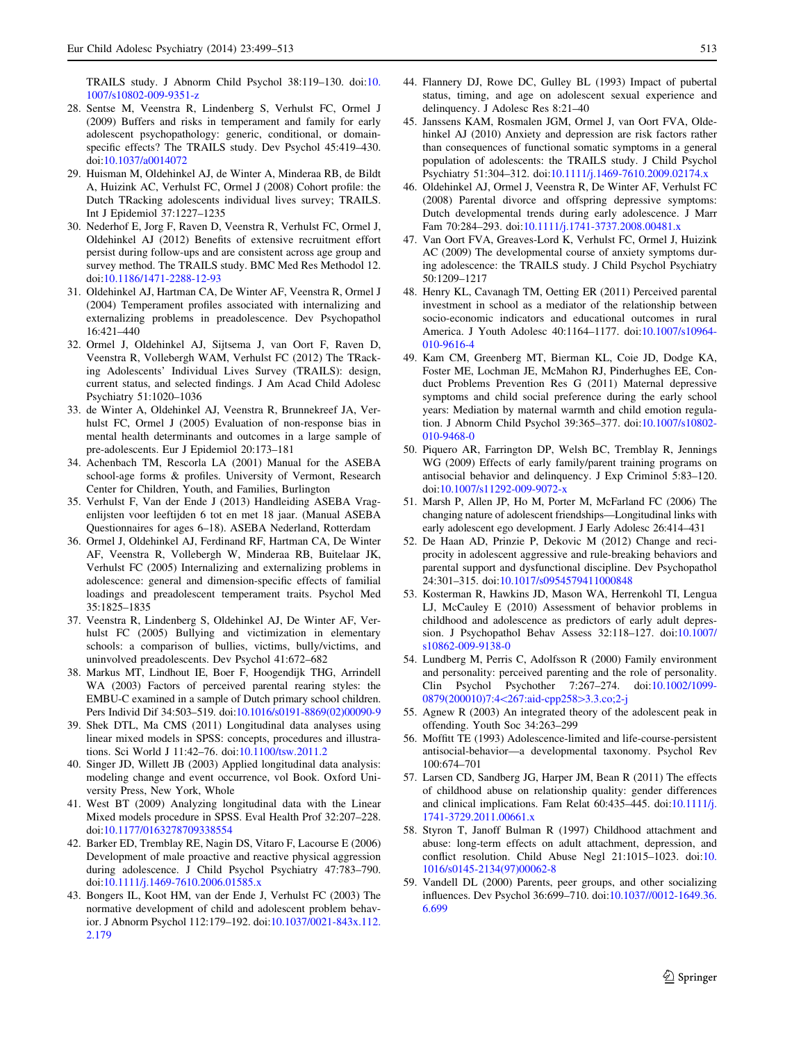TRAILS study. J Abnorm Child Psychol 38:119–130. doi:10.1007/s10802-009-9351-z

28. Sentse M, Veenstra R, Lindenberg S, Verhulst FC, Ormel J (2009) Buffers and risks in temperament and family for early adolescent psychopathology: generic, conditional, or domain-specific effects? The TRAILS study. Dev Psychol 45:419–430. doi:10.1037/a0014072
29. Huisman M, Oldehinkel AJ, de Winter A, Minderaa RB, de Bildt A, Huizink AC, Verhulst FC, Ormel J (2008) Cohort profile: the Dutch TRacking adolescents individual lives survey; TRAILS. Int J Epidemiol 37:1227–1235
30. Nederhof E, Jorg F, Raven D, Veenstra R, Verhulst FC, Ormel J, Oldehinkel AJ (2012) Benefits of extensive recruitment effort persist during follow-ups and are consistent across age group and survey method. The TRAILS study. BMC Med Res Methodol 12. doi:10.1186/1471-2288-12-93
31. Oldehinkel AJ, Hartman CA, De Winter AF, Veenstra R, Ormel J (2004) Temperament profiles associated with internalizing and externalizing problems in preadolescence. Dev Psychopathol 16:421–440
32. Ormel J, Oldehinkel AJ, Sijtsema J, van Oort F, Raven D, Veenstra R, Vollebergh WAM, Verhulst FC (2012) The TRacking Adolescents' Individual Lives Survey (TRAILS): design, current status, and selected findings. J Am Acad Child Adolesc Psychiatry 51:1020–1036
33. de Winter A, Oldehinkel AJ, Veenstra R, Brunnekreef JA, Verhulst FC, Ormel J (2005) Evaluation of non-response bias in mental health determinants and outcomes in a large sample of pre-adolescents. Eur J Epidemiol 20:173–181
34. Achenbach TM, Rescorla LA (2001) Manual for the ASEBA school-age forms & profiles. University of Vermont, Research Center for Children, Youth, and Families, Burlington
35. Verhulst F, Van der Ende J (2013) Handleiding ASEBA Vragenlijsten voor leeftijden 6 tot en met 18 jaar. (Manual ASEBA Questionnaires for ages 6–18). ASEBA Nederland, Rotterdam
36. Ormel J, Oldehinkel AJ, Ferdinand RF, Hartman CA, De Winter AF, Veenstra R, Vollebergh W, Minderaa RB, Buitelaar JK, Verhulst FC (2005) Internalizing and externalizing problems in adolescence: general and dimension-specific effects of familial loadings and preadolescent temperament traits. Psychol Med 35:1825–1835
37. Veenstra R, Lindenberg S, Oldehinkel AJ, De Winter AF, Verhulst FC (2005) Bullying and victimization in elementary schools: a comparison of bullies, victims, bully/victims, and uninvolved preadolescents. Dev Psychol 41:672–682
38. Markus MT, Lindhout IE, Boer F, Hoogendijk THG, Arrindell WA (2003) Factors of perceived parental rearing styles: the EMBU-C examined in a sample of Dutch primary school children. Pers Individ Dif 34:503–519. doi:10.1016/s0191-8869(02)00090-9
39. Shek DTL, Ma CMS (2011) Longitudinal data analyses using linear mixed models in SPSS: concepts, procedures and illustrations. Sci World J 11:42–76. doi:10.1100/tsw.2011.2
40. Singer JD, Willett JB (2003) Applied longitudinal data analysis: modeling change and event occurrence, vol Book. Oxford University Press, New York, Whole
41. West BT (2009) Analyzing longitudinal data with the Linear Mixed models procedure in SPSS. Eval Health Prof 32:207–228. doi:10.1177/0163278709338554
42. Barker ED, Tremblay RE, Nagin DS, Vitaro F, Lacourse E (2006) Development of male proactive and reactive physical aggression during adolescence. J Child Psychol Psychiatry 47:783–790. doi:10.1111/j.1469-7610.2006.01585.x
43. Bongers IL, Koot HM, van der Ende J, Verhulst FC (2003) The normative development of child and adolescent problem behavior. J Abnorm Psychol 112:179–192. doi:10.1037/0021-843x.112.2.179
44. Flannery DJ, Rowe DC, Gulley BL (1993) Impact of pubertal status, timing, and age on adolescent sexual experience and delinquency. J Adolesc Res 8:21–40
45. Janssens KAM, Rosmalen JGM, Ormel J, van Oort FVA, Oldehinkel AJ (2010) Anxiety and depression are risk factors rather than consequences of functional somatic symptoms in a general population of adolescents: the TRAILS study. J Child Psychol Psychiatry 51:304–312. doi:10.1111/j.1469-7610.2009.02174.x
46. Oldehinkel AJ, Ormel J, Veenstra R, De Winter AF, Verhulst FC (2008) Parental divorce and offspring depressive symptoms: Dutch developmental trends during early adolescence. J Marr Fam 70:284–293. doi:10.1111/j.1741-3737.2008.00481.x
47. Van Oort FVA, Greaves-Lord K, Verhulst FC, Ormel J, Huizink AC (2009) The developmental course of anxiety symptoms during adolescence: the TRAILS study. J Child Psychol Psychiatry 50:1209–1217
48. Henry KL, Cavanagh TM, Oetting ER (2011) Perceived parental investment in school as a mediator of the relationship between socio-economic indicators and educational outcomes in rural America. J Youth Adolesc 40:1164–1177. doi:10.1007/s10964-010-9616-4
49. Kam CM, Greenberg MT, Bierman KL, Coie JD, Dodge KA, Foster ME, Lochman JE, McMahon RJ, Pinderhughes EE, Conduct Problems Prevention Res G (2011) Maternal depressive symptoms and child social preference during the early school years: Mediation by maternal warmth and child emotion regulation. J Abnorm Child Psychol 39:365–377. doi:10.1007/s10802-010-9468-0
50. Piquero AR, Farrington DP, Welsh BC, Tremblay R, Jennings WG (2009) Effects of early family/parent training programs on antisocial behavior and delinquency. J Exp Criminol 5:83–120. doi:10.1007/s11292-009-9072-x
51. Marsh P, Allen JP, Ho M, Porter M, McFarland FC (2006) The changing nature of adolescent friendships—Longitudinal links with early adolescent ego development. J Early Adolesc 26:414–431
52. De Haan AD, Prinzie P, Dekovic M (2012) Change and reciprocity in adolescent aggressive and rule-breaking behaviors and parental support and dysfunctional discipline. Dev Psychopathol 24:301–315. doi:10.1017/s0954579411000848
53. Kosterman R, Hawkins JD, Mason WA, Herrenkohl TI, Lengua LJ, McCauley E (2010) Assessment of behavior problems in childhood and adolescence as predictors of early adult depression. J Psychopathol Behav Assess 32:118–127. doi:10.1007/s10862-009-9138-0
54. Lundberg M, Perris C, Adolfsson R (2000) Family environment and personality: perceived parenting and the role of personality. Clin Psychol Psychother 7:267–274. doi:10.1002/1099-0879(200010)7:4<267:aid-cpp258>3.3.co;2-j
55. Agnew R (2003) An integrated theory of the adolescent peak in offending. Youth Soc 34:263–299
56. Moffitt TE (1993) Adolescence-limited and life-course-persistent antisocial-behavior—a developmental taxonomy. Psychol Rev 100:674–701
57. Larsen CD, Sandberg JG, Harper JM, Bean R (2011) The effects of childhood abuse on relationship quality: gender differences and clinical implications. Fam Relat 60:435–445. doi:10.1111/j.1741-3729.2011.00661.x
58. Styron T, Janoff Bulman R (1997) Childhood attachment and abuse: long-term effects on adult attachment, depression, and conflict resolution. Child Abuse Negl 21:1015–1023. doi:10.1016/s0145-2134(97)00062-8
59. Vandell DL (2000) Parents, peer groups, and other socializing influences. Dev Psychol 36:699–710. doi:10.1037//0012-1649.36.6.699